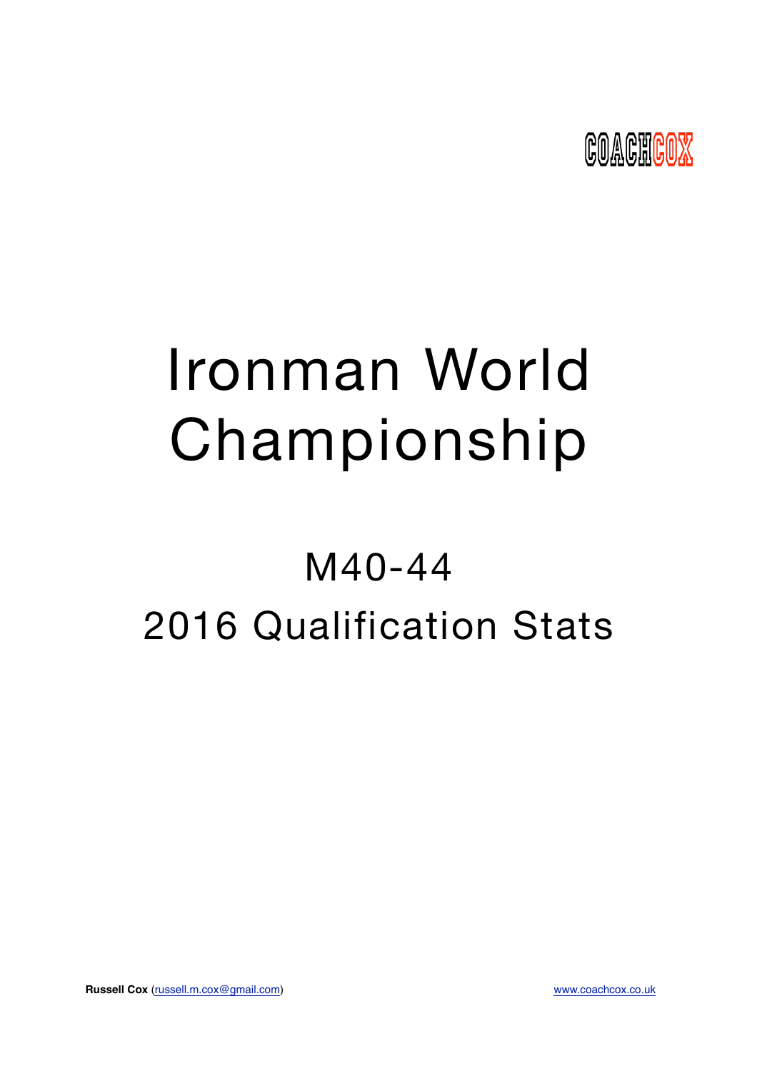COACHCOX

# Ironman World Championship

## M40-44

## 2016 Qualification Stats

**Russell Cox** (russell.m.cox@gmail.com) www.coachcox.co.uk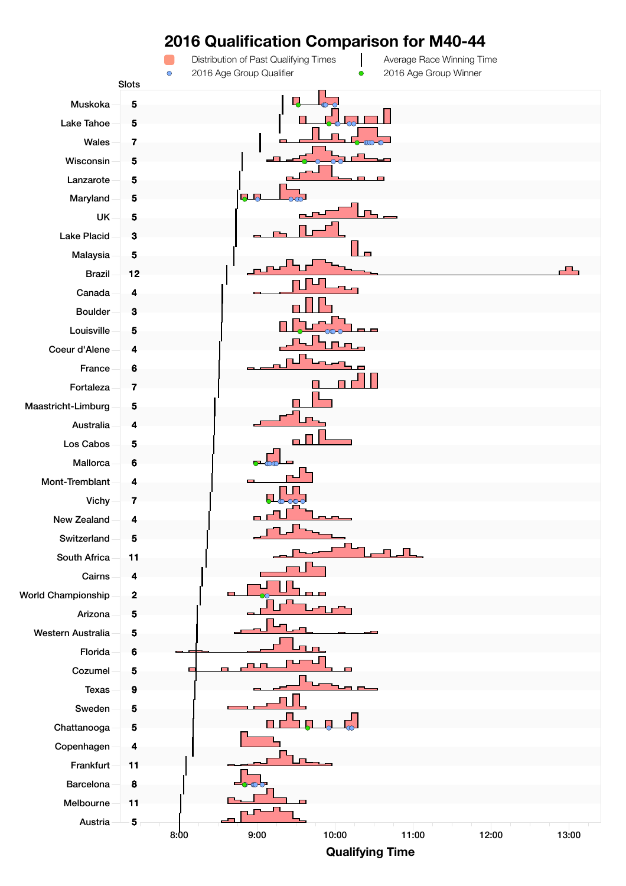# 2016 Qualification Comparison for M40-44

Distribution of Past Qualifying Times | Average Race Winning Time | 2016 Age Group Qualifier | 2016 Age Group Winner

| Race | Slots |
|---|---|
| Muskoka | 5 |
| Lake Tahoe | 5 |
| Wales | 7 |
| Wisconsin | 5 |
| Lanzarote | 5 |
| Maryland | 5 |
| UK | 5 |
| Lake Placid | 3 |
| Malaysia | 5 |
| Brazil | 12 |
| Canada | 4 |
| Boulder | 3 |
| Louisville | 5 |
| Coeur d'Alene | 4 |
| France | 6 |
| Fortaleza | 7 |
| Maastricht-Limburg | 5 |
| Australia | 4 |
| Los Cabos | 5 |
| Mallorca | 6 |
| Mont-Tremblant | 4 |
| Vichy | 7 |
| New Zealand | 4 |
| Switzerland | 5 |
| South Africa | 11 |
| Cairns | 4 |
| World Championship | 2 |
| Arizona | 5 |
| Western Australia | 5 |
| Florida | 6 |
| Cozumel | 5 |
| Texas | 9 |
| Sweden | 5 |
| Chattanooga | 5 |
| Copenhagen | 4 |
| Frankfurt | 11 |
| Barcelona | 8 |
| Melbourne | 11 |
| Austria | 5 |

Qualifying Time: 8:00, 9:00, 10:00, 11:00, 12:00, 13:00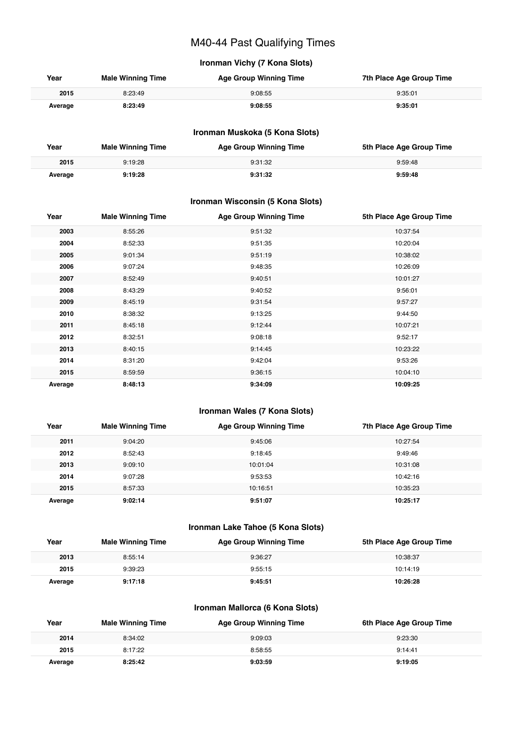# M40-44 Past Qualifying Times

### Ironman Vichy (7 Kona Slots)

| Year | Male Winning Time | Age Group Winning Time | 7th Place Age Group Time |
|---|---|---|---|
| 2015 | 8:23:49 | 9:08:55 | 9:35:01 |
| **Average** | **8:23:49** | **9:08:55** | **9:35:01** |

### Ironman Muskoka (5 Kona Slots)

| Year | Male Winning Time | Age Group Winning Time | 5th Place Age Group Time |
|---|---|---|---|
| 2015 | 9:19:28 | 9:31:32 | 9:59:48 |
| **Average** | **9:19:28** | **9:31:32** | **9:59:48** |

### Ironman Wisconsin (5 Kona Slots)

| Year | Male Winning Time | Age Group Winning Time | 5th Place Age Group Time |
|---|---|---|---|
| 2003 | 8:55:26 | 9:51:32 | 10:37:54 |
| 2004 | 8:52:33 | 9:51:35 | 10:20:04 |
| 2005 | 9:01:34 | 9:51:19 | 10:38:02 |
| 2006 | 9:07:24 | 9:48:35 | 10:26:09 |
| 2007 | 8:52:49 | 9:40:51 | 10:01:27 |
| 2008 | 8:43:29 | 9:40:52 | 9:56:01 |
| 2009 | 8:45:19 | 9:31:54 | 9:57:27 |
| 2010 | 8:38:32 | 9:13:25 | 9:44:50 |
| 2011 | 8:45:18 | 9:12:44 | 10:07:21 |
| 2012 | 8:32:51 | 9:08:18 | 9:52:17 |
| 2013 | 8:40:15 | 9:14:45 | 10:23:22 |
| 2014 | 8:31:20 | 9:42:04 | 9:53:26 |
| 2015 | 8:59:59 | 9:36:15 | 10:04:10 |
| **Average** | **8:48:13** | **9:34:09** | **10:09:25** |

### Ironman Wales (7 Kona Slots)

| Year | Male Winning Time | Age Group Winning Time | 7th Place Age Group Time |
|---|---|---|---|
| 2011 | 9:04:20 | 9:45:06 | 10:27:54 |
| 2012 | 8:52:43 | 9:18:45 | 9:49:46 |
| 2013 | 9:09:10 | 10:01:04 | 10:31:08 |
| 2014 | 9:07:28 | 9:53:53 | 10:42:16 |
| 2015 | 8:57:33 | 10:16:51 | 10:35:23 |
| **Average** | **9:02:14** | **9:51:07** | **10:25:17** |

### Ironman Lake Tahoe (5 Kona Slots)

| Year | Male Winning Time | Age Group Winning Time | 5th Place Age Group Time |
|---|---|---|---|
| 2013 | 8:55:14 | 9:36:27 | 10:38:37 |
| 2015 | 9:39:23 | 9:55:15 | 10:14:19 |
| **Average** | **9:17:18** | **9:45:51** | **10:26:28** |

### Ironman Mallorca (6 Kona Slots)

| Year | Male Winning Time | Age Group Winning Time | 6th Place Age Group Time |
|---|---|---|---|
| 2014 | 8:34:02 | 9:09:03 | 9:23:30 |
| 2015 | 8:17:22 | 8:58:55 | 9:14:41 |
| **Average** | **8:25:42** | **9:03:59** | **9:19:05** |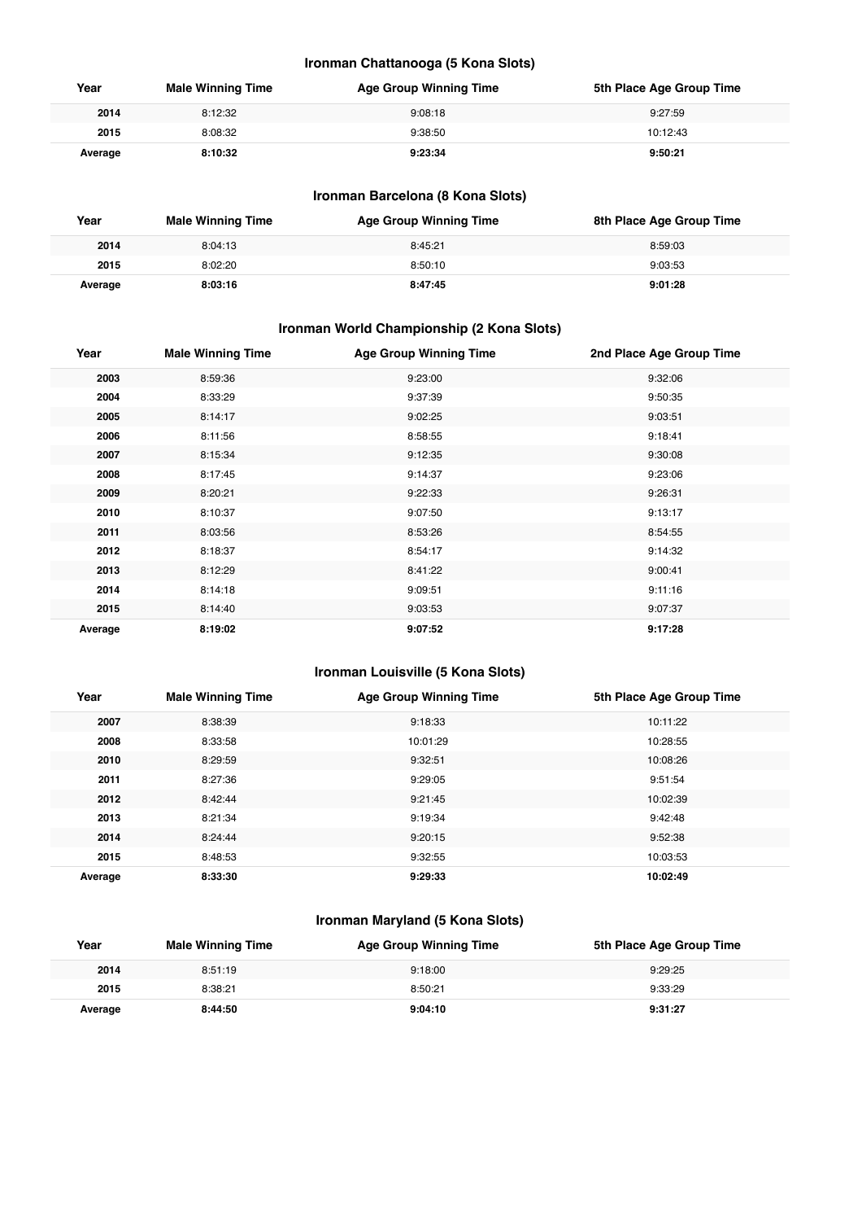### Ironman Chattanooga (5 Kona Slots)

| Year | Male Winning Time | Age Group Winning Time | 5th Place Age Group Time |
|---|---|---|---|
| **2014** | 8:12:32 | 9:08:18 | 9:27:59 |
| **2015** | 8:08:32 | 9:38:50 | 10:12:43 |
| **Average** | **8:10:32** | **9:23:34** | **9:50:21** |

### Ironman Barcelona (8 Kona Slots)

| Year | Male Winning Time | Age Group Winning Time | 8th Place Age Group Time |
|---|---|---|---|
| **2014** | 8:04:13 | 8:45:21 | 8:59:03 |
| **2015** | 8:02:20 | 8:50:10 | 9:03:53 |
| **Average** | **8:03:16** | **8:47:45** | **9:01:28** |

### Ironman World Championship (2 Kona Slots)

| Year | Male Winning Time | Age Group Winning Time | 2nd Place Age Group Time |
|---|---|---|---|
| **2003** | 8:59:36 | 9:23:00 | 9:32:06 |
| **2004** | 8:33:29 | 9:37:39 | 9:50:35 |
| **2005** | 8:14:17 | 9:02:25 | 9:03:51 |
| **2006** | 8:11:56 | 8:58:55 | 9:18:41 |
| **2007** | 8:15:34 | 9:12:35 | 9:30:08 |
| **2008** | 8:17:45 | 9:14:37 | 9:23:06 |
| **2009** | 8:20:21 | 9:22:33 | 9:26:31 |
| **2010** | 8:10:37 | 9:07:50 | 9:13:17 |
| **2011** | 8:03:56 | 8:53:26 | 8:54:55 |
| **2012** | 8:18:37 | 8:54:17 | 9:14:32 |
| **2013** | 8:12:29 | 8:41:22 | 9:00:41 |
| **2014** | 8:14:18 | 9:09:51 | 9:11:16 |
| **2015** | 8:14:40 | 9:03:53 | 9:07:37 |
| **Average** | **8:19:02** | **9:07:52** | **9:17:28** |

### Ironman Louisville (5 Kona Slots)

| Year | Male Winning Time | Age Group Winning Time | 5th Place Age Group Time |
|---|---|---|---|
| **2007** | 8:38:39 | 9:18:33 | 10:11:22 |
| **2008** | 8:33:58 | 10:01:29 | 10:28:55 |
| **2010** | 8:29:59 | 9:32:51 | 10:08:26 |
| **2011** | 8:27:36 | 9:29:05 | 9:51:54 |
| **2012** | 8:42:44 | 9:21:45 | 10:02:39 |
| **2013** | 8:21:34 | 9:19:34 | 9:42:48 |
| **2014** | 8:24:44 | 9:20:15 | 9:52:38 |
| **2015** | 8:48:53 | 9:32:55 | 10:03:53 |
| **Average** | **8:33:30** | **9:29:33** | **10:02:49** |

### Ironman Maryland (5 Kona Slots)

| Year | Male Winning Time | Age Group Winning Time | 5th Place Age Group Time |
|---|---|---|---|
| **2014** | 8:51:19 | 9:18:00 | 9:29:25 |
| **2015** | 8:38:21 | 8:50:21 | 9:33:29 |
| **Average** | **8:44:50** | **9:04:10** | **9:31:27** |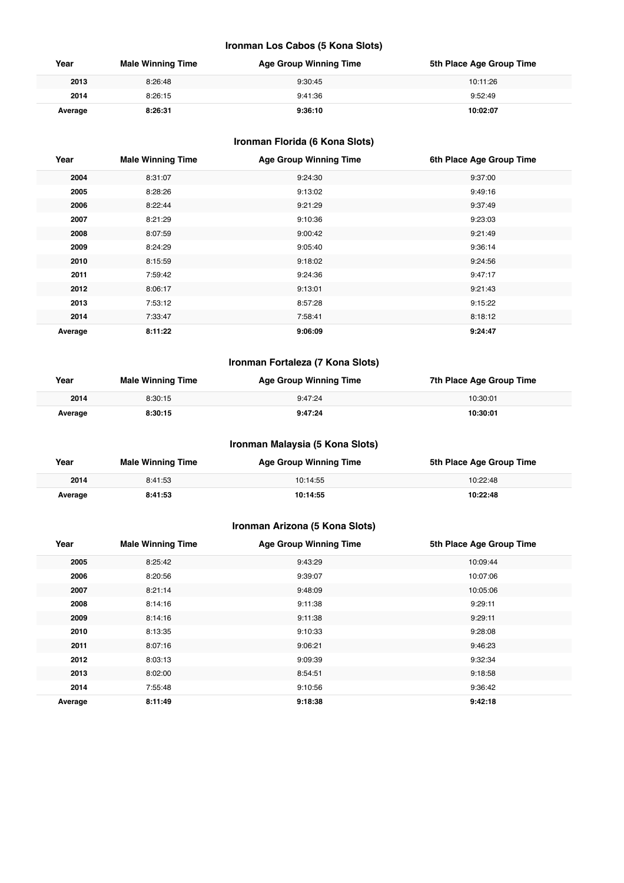### Ironman Los Cabos (5 Kona Slots)

| Year | Male Winning Time | Age Group Winning Time | 5th Place Age Group Time |
|---|---|---|---|
| **2013** | 8:26:48 | 9:30:45 | 10:11:26 |
| **2014** | 8:26:15 | 9:41:36 | 9:52:49 |
| **Average** | **8:26:31** | **9:36:10** | **10:02:07** |

### Ironman Florida (6 Kona Slots)

| Year | Male Winning Time | Age Group Winning Time | 6th Place Age Group Time |
|---|---|---|---|
| **2004** | 8:31:07 | 9:24:30 | 9:37:00 |
| **2005** | 8:28:26 | 9:13:02 | 9:49:16 |
| **2006** | 8:22:44 | 9:21:29 | 9:37:49 |
| **2007** | 8:21:29 | 9:10:36 | 9:23:03 |
| **2008** | 8:07:59 | 9:00:42 | 9:21:49 |
| **2009** | 8:24:29 | 9:05:40 | 9:36:14 |
| **2010** | 8:15:59 | 9:18:02 | 9:24:56 |
| **2011** | 7:59:42 | 9:24:36 | 9:47:17 |
| **2012** | 8:06:17 | 9:13:01 | 9:21:43 |
| **2013** | 7:53:12 | 8:57:28 | 9:15:22 |
| **2014** | 7:33:47 | 7:58:41 | 8:18:12 |
| **Average** | **8:11:22** | **9:06:09** | **9:24:47** |

### Ironman Fortaleza (7 Kona Slots)

| Year | Male Winning Time | Age Group Winning Time | 7th Place Age Group Time |
|---|---|---|---|
| **2014** | 8:30:15 | 9:47:24 | 10:30:01 |
| **Average** | **8:30:15** | **9:47:24** | **10:30:01** |

### Ironman Malaysia (5 Kona Slots)

| Year | Male Winning Time | Age Group Winning Time | 5th Place Age Group Time |
|---|---|---|---|
| **2014** | 8:41:53 | 10:14:55 | 10:22:48 |
| **Average** | **8:41:53** | **10:14:55** | **10:22:48** |

### Ironman Arizona (5 Kona Slots)

| Year | Male Winning Time | Age Group Winning Time | 5th Place Age Group Time |
|---|---|---|---|
| **2005** | 8:25:42 | 9:43:29 | 10:09:44 |
| **2006** | 8:20:56 | 9:39:07 | 10:07:06 |
| **2007** | 8:21:14 | 9:48:09 | 10:05:06 |
| **2008** | 8:14:16 | 9:11:38 | 9:29:11 |
| **2009** | 8:14:16 | 9:11:38 | 9:29:11 |
| **2010** | 8:13:35 | 9:10:33 | 9:28:08 |
| **2011** | 8:07:16 | 9:06:21 | 9:46:23 |
| **2012** | 8:03:13 | 9:09:39 | 9:32:34 |
| **2013** | 8:02:00 | 8:54:51 | 9:18:58 |
| **2014** | 7:55:48 | 9:10:56 | 9:36:42 |
| **Average** | **8:11:49** | **9:18:38** | **9:42:18** |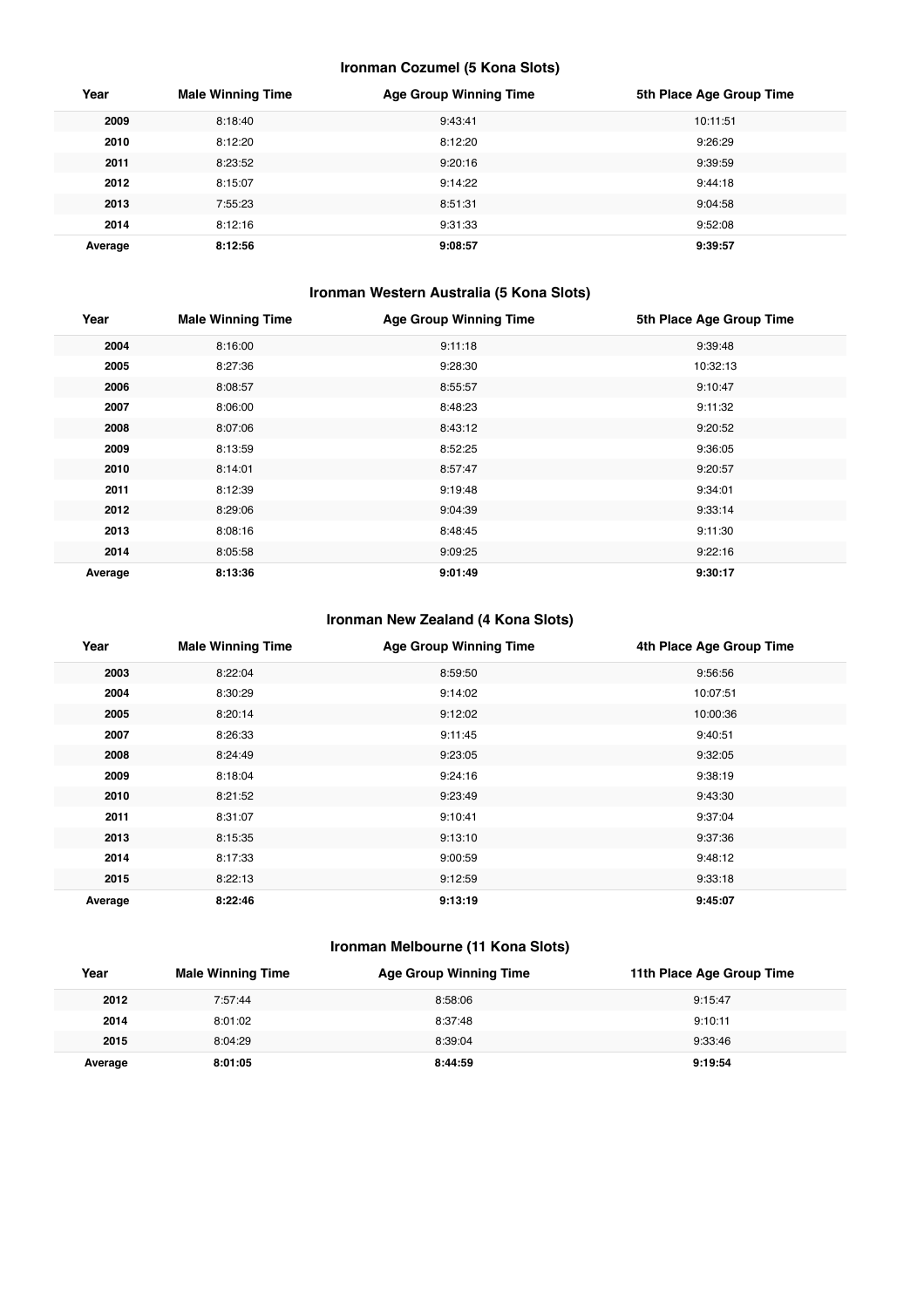### Ironman Cozumel (5 Kona Slots)

| Year | Male Winning Time | Age Group Winning Time | 5th Place Age Group Time |
|---|---|---|---|
| **2009** | 8:18:40 | 9:43:41 | 10:11:51 |
| **2010** | 8:12:20 | 8:12:20 | 9:26:29 |
| **2011** | 8:23:52 | 9:20:16 | 9:39:59 |
| **2012** | 8:15:07 | 9:14:22 | 9:44:18 |
| **2013** | 7:55:23 | 8:51:31 | 9:04:58 |
| **2014** | 8:12:16 | 9:31:33 | 9:52:08 |
| **Average** | **8:12:56** | **9:08:57** | **9:39:57** |

### Ironman Western Australia (5 Kona Slots)

| Year | Male Winning Time | Age Group Winning Time | 5th Place Age Group Time |
|---|---|---|---|
| **2004** | 8:16:00 | 9:11:18 | 9:39:48 |
| **2005** | 8:27:36 | 9:28:30 | 10:32:13 |
| **2006** | 8:08:57 | 8:55:57 | 9:10:47 |
| **2007** | 8:06:00 | 8:48:23 | 9:11:32 |
| **2008** | 8:07:06 | 8:43:12 | 9:20:52 |
| **2009** | 8:13:59 | 8:52:25 | 9:36:05 |
| **2010** | 8:14:01 | 8:57:47 | 9:20:57 |
| **2011** | 8:12:39 | 9:19:48 | 9:34:01 |
| **2012** | 8:29:06 | 9:04:39 | 9:33:14 |
| **2013** | 8:08:16 | 8:48:45 | 9:11:30 |
| **2014** | 8:05:58 | 9:09:25 | 9:22:16 |
| **Average** | **8:13:36** | **9:01:49** | **9:30:17** |

### Ironman New Zealand (4 Kona Slots)

| Year | Male Winning Time | Age Group Winning Time | 4th Place Age Group Time |
|---|---|---|---|
| **2003** | 8:22:04 | 8:59:50 | 9:56:56 |
| **2004** | 8:30:29 | 9:14:02 | 10:07:51 |
| **2005** | 8:20:14 | 9:12:02 | 10:00:36 |
| **2007** | 8:26:33 | 9:11:45 | 9:40:51 |
| **2008** | 8:24:49 | 9:23:05 | 9:32:05 |
| **2009** | 8:18:04 | 9:24:16 | 9:38:19 |
| **2010** | 8:21:52 | 9:23:49 | 9:43:30 |
| **2011** | 8:31:07 | 9:10:41 | 9:37:04 |
| **2013** | 8:15:35 | 9:13:10 | 9:37:36 |
| **2014** | 8:17:33 | 9:00:59 | 9:48:12 |
| **2015** | 8:22:13 | 9:12:59 | 9:33:18 |
| **Average** | **8:22:46** | **9:13:19** | **9:45:07** |

### Ironman Melbourne (11 Kona Slots)

| Year | Male Winning Time | Age Group Winning Time | 11th Place Age Group Time |
|---|---|---|---|
| **2012** | 7:57:44 | 8:58:06 | 9:15:47 |
| **2014** | 8:01:02 | 8:37:48 | 9:10:11 |
| **2015** | 8:04:29 | 8:39:04 | 9:33:46 |
| **Average** | **8:01:05** | **8:44:59** | **9:19:54** |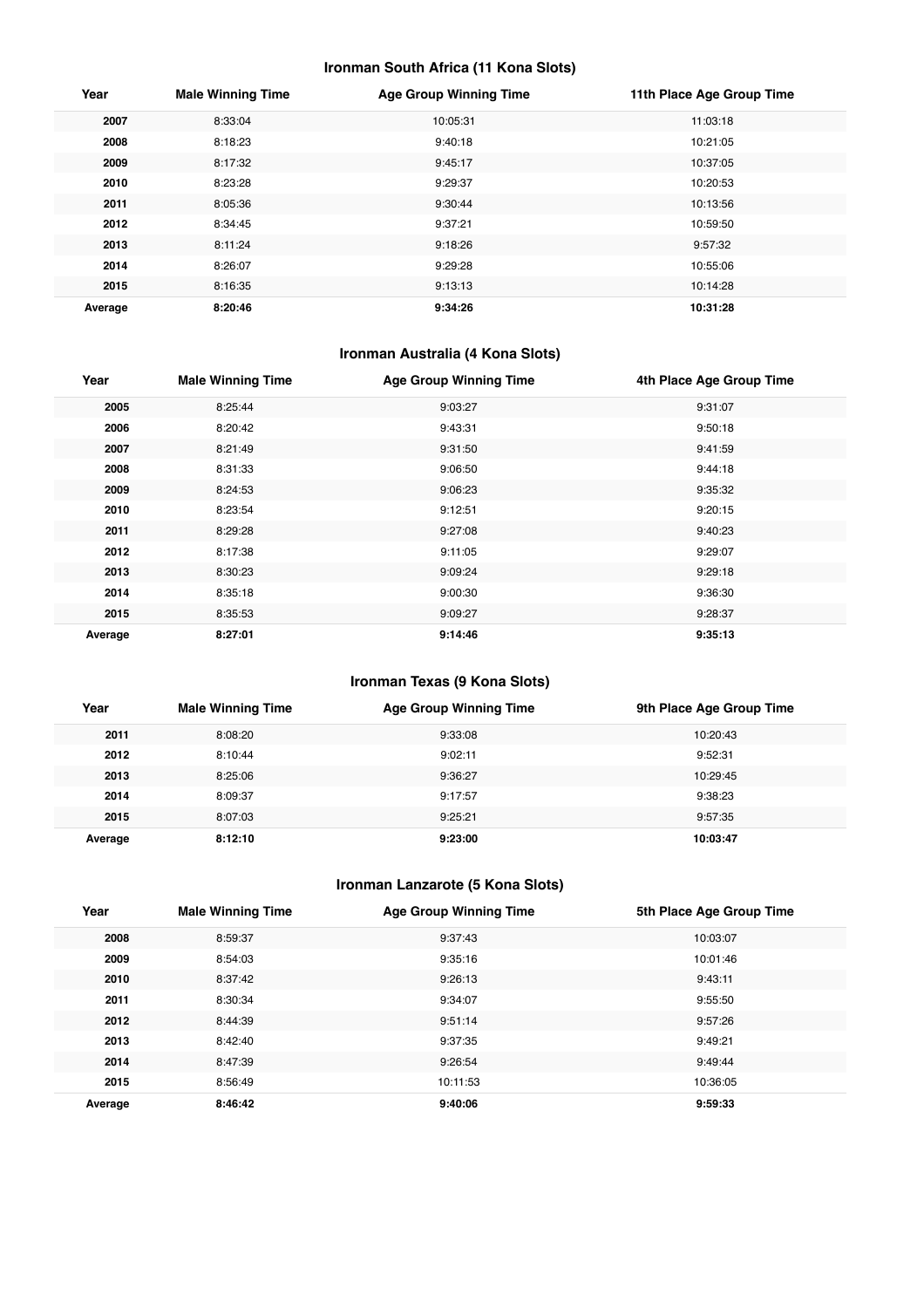### Ironman South Africa (11 Kona Slots)

| Year | Male Winning Time | Age Group Winning Time | 11th Place Age Group Time |
|---|---|---|---|
| **2007** | 8:33:04 | 10:05:31 | 11:03:18 |
| **2008** | 8:18:23 | 9:40:18 | 10:21:05 |
| **2009** | 8:17:32 | 9:45:17 | 10:37:05 |
| **2010** | 8:23:28 | 9:29:37 | 10:20:53 |
| **2011** | 8:05:36 | 9:30:44 | 10:13:56 |
| **2012** | 8:34:45 | 9:37:21 | 10:59:50 |
| **2013** | 8:11:24 | 9:18:26 | 9:57:32 |
| **2014** | 8:26:07 | 9:29:28 | 10:55:06 |
| **2015** | 8:16:35 | 9:13:13 | 10:14:28 |
| **Average** | **8:20:46** | **9:34:26** | **10:31:28** |

### Ironman Australia (4 Kona Slots)

| Year | Male Winning Time | Age Group Winning Time | 4th Place Age Group Time |
|---|---|---|---|
| **2005** | 8:25:44 | 9:03:27 | 9:31:07 |
| **2006** | 8:20:42 | 9:43:31 | 9:50:18 |
| **2007** | 8:21:49 | 9:31:50 | 9:41:59 |
| **2008** | 8:31:33 | 9:06:50 | 9:44:18 |
| **2009** | 8:24:53 | 9:06:23 | 9:35:32 |
| **2010** | 8:23:54 | 9:12:51 | 9:20:15 |
| **2011** | 8:29:28 | 9:27:08 | 9:40:23 |
| **2012** | 8:17:38 | 9:11:05 | 9:29:07 |
| **2013** | 8:30:23 | 9:09:24 | 9:29:18 |
| **2014** | 8:35:18 | 9:00:30 | 9:36:30 |
| **2015** | 8:35:53 | 9:09:27 | 9:28:37 |
| **Average** | **8:27:01** | **9:14:46** | **9:35:13** |

### Ironman Texas (9 Kona Slots)

| Year | Male Winning Time | Age Group Winning Time | 9th Place Age Group Time |
|---|---|---|---|
| **2011** | 8:08:20 | 9:33:08 | 10:20:43 |
| **2012** | 8:10:44 | 9:02:11 | 9:52:31 |
| **2013** | 8:25:06 | 9:36:27 | 10:29:45 |
| **2014** | 8:09:37 | 9:17:57 | 9:38:23 |
| **2015** | 8:07:03 | 9:25:21 | 9:57:35 |
| **Average** | **8:12:10** | **9:23:00** | **10:03:47** |

### Ironman Lanzarote (5 Kona Slots)

| Year | Male Winning Time | Age Group Winning Time | 5th Place Age Group Time |
|---|---|---|---|
| **2008** | 8:59:37 | 9:37:43 | 10:03:07 |
| **2009** | 8:54:03 | 9:35:16 | 10:01:46 |
| **2010** | 8:37:42 | 9:26:13 | 9:43:11 |
| **2011** | 8:30:34 | 9:34:07 | 9:55:50 |
| **2012** | 8:44:39 | 9:51:14 | 9:57:26 |
| **2013** | 8:42:40 | 9:37:35 | 9:49:21 |
| **2014** | 8:47:39 | 9:26:54 | 9:49:44 |
| **2015** | 8:56:49 | 10:11:53 | 10:36:05 |
| **Average** | **8:46:42** | **9:40:06** | **9:59:33** |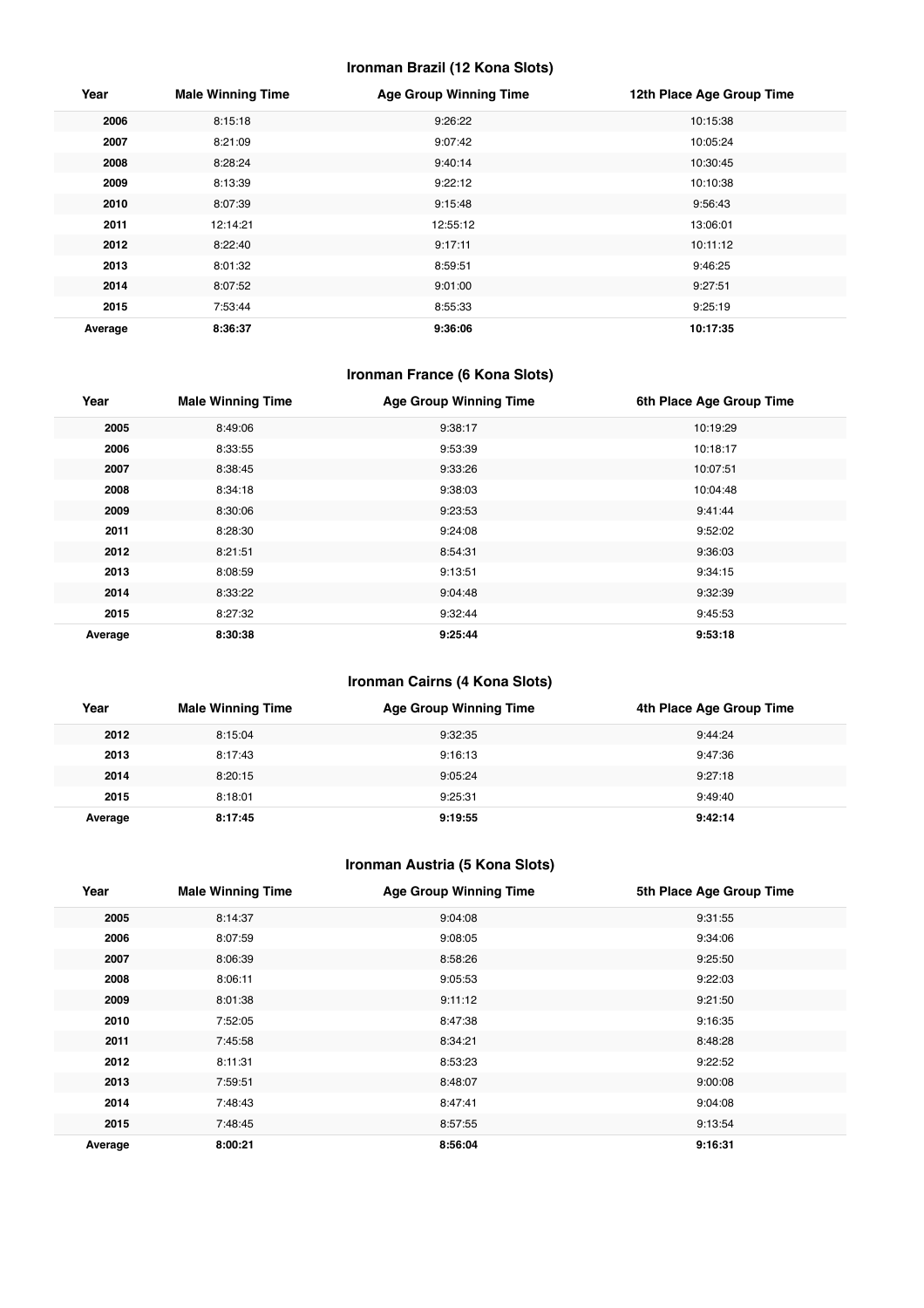### Ironman Brazil (12 Kona Slots)

| Year | Male Winning Time | Age Group Winning Time | 12th Place Age Group Time |
|---|---|---|---|
| **2006** | 8:15:18 | 9:26:22 | 10:15:38 |
| **2007** | 8:21:09 | 9:07:42 | 10:05:24 |
| **2008** | 8:28:24 | 9:40:14 | 10:30:45 |
| **2009** | 8:13:39 | 9:22:12 | 10:10:38 |
| **2010** | 8:07:39 | 9:15:48 | 9:56:43 |
| **2011** | 12:14:21 | 12:55:12 | 13:06:01 |
| **2012** | 8:22:40 | 9:17:11 | 10:11:12 |
| **2013** | 8:01:32 | 8:59:51 | 9:46:25 |
| **2014** | 8:07:52 | 9:01:00 | 9:27:51 |
| **2015** | 7:53:44 | 8:55:33 | 9:25:19 |
| **Average** | **8:36:37** | **9:36:06** | **10:17:35** |

### Ironman France (6 Kona Slots)

| Year | Male Winning Time | Age Group Winning Time | 6th Place Age Group Time |
|---|---|---|---|
| **2005** | 8:49:06 | 9:38:17 | 10:19:29 |
| **2006** | 8:33:55 | 9:53:39 | 10:18:17 |
| **2007** | 8:38:45 | 9:33:26 | 10:07:51 |
| **2008** | 8:34:18 | 9:38:03 | 10:04:48 |
| **2009** | 8:30:06 | 9:23:53 | 9:41:44 |
| **2011** | 8:28:30 | 9:24:08 | 9:52:02 |
| **2012** | 8:21:51 | 8:54:31 | 9:36:03 |
| **2013** | 8:08:59 | 9:13:51 | 9:34:15 |
| **2014** | 8:33:22 | 9:04:48 | 9:32:39 |
| **2015** | 8:27:32 | 9:32:44 | 9:45:53 |
| **Average** | **8:30:38** | **9:25:44** | **9:53:18** |

### Ironman Cairns (4 Kona Slots)

| Year | Male Winning Time | Age Group Winning Time | 4th Place Age Group Time |
|---|---|---|---|
| **2012** | 8:15:04 | 9:32:35 | 9:44:24 |
| **2013** | 8:17:43 | 9:16:13 | 9:47:36 |
| **2014** | 8:20:15 | 9:05:24 | 9:27:18 |
| **2015** | 8:18:01 | 9:25:31 | 9:49:40 |
| **Average** | **8:17:45** | **9:19:55** | **9:42:14** |

### Ironman Austria (5 Kona Slots)

| Year | Male Winning Time | Age Group Winning Time | 5th Place Age Group Time |
|---|---|---|---|
| **2005** | 8:14:37 | 9:04:08 | 9:31:55 |
| **2006** | 8:07:59 | 9:08:05 | 9:34:06 |
| **2007** | 8:06:39 | 8:58:26 | 9:25:50 |
| **2008** | 8:06:11 | 9:05:53 | 9:22:03 |
| **2009** | 8:01:38 | 9:11:12 | 9:21:50 |
| **2010** | 7:52:05 | 8:47:38 | 9:16:35 |
| **2011** | 7:45:58 | 8:34:21 | 8:48:28 |
| **2012** | 8:11:31 | 8:53:23 | 9:22:52 |
| **2013** | 7:59:51 | 8:48:07 | 9:00:08 |
| **2014** | 7:48:43 | 8:47:41 | 9:04:08 |
| **2015** | 7:48:45 | 8:57:55 | 9:13:54 |
| **Average** | **8:00:21** | **8:56:04** | **9:16:31** |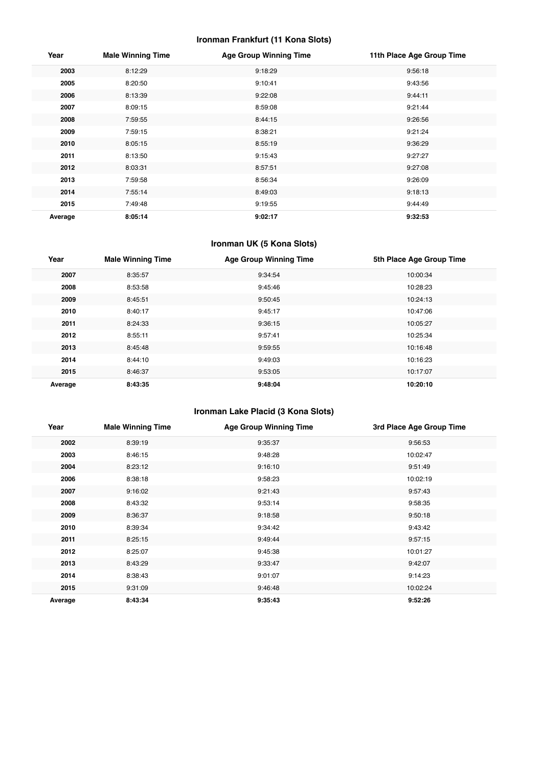### Ironman Frankfurt (11 Kona Slots)

| Year | Male Winning Time | Age Group Winning Time | 11th Place Age Group Time |
|---|---|---|---|
| **2003** | 8:12:29 | 9:18:29 | 9:56:18 |
| **2005** | 8:20:50 | 9:10:41 | 9:43:56 |
| **2006** | 8:13:39 | 9:22:08 | 9:44:11 |
| **2007** | 8:09:15 | 8:59:08 | 9:21:44 |
| **2008** | 7:59:55 | 8:44:15 | 9:26:56 |
| **2009** | 7:59:15 | 8:38:21 | 9:21:24 |
| **2010** | 8:05:15 | 8:55:19 | 9:36:29 |
| **2011** | 8:13:50 | 9:15:43 | 9:27:27 |
| **2012** | 8:03:31 | 8:57:51 | 9:27:08 |
| **2013** | 7:59:58 | 8:56:34 | 9:26:09 |
| **2014** | 7:55:14 | 8:49:03 | 9:18:13 |
| **2015** | 7:49:48 | 9:19:55 | 9:44:49 |
| **Average** | **8:05:14** | **9:02:17** | **9:32:53** |

### Ironman UK (5 Kona Slots)

| Year | Male Winning Time | Age Group Winning Time | 5th Place Age Group Time |
|---|---|---|---|
| **2007** | 8:35:57 | 9:34:54 | 10:00:34 |
| **2008** | 8:53:58 | 9:45:46 | 10:28:23 |
| **2009** | 8:45:51 | 9:50:45 | 10:24:13 |
| **2010** | 8:40:17 | 9:45:17 | 10:47:06 |
| **2011** | 8:24:33 | 9:36:15 | 10:05:27 |
| **2012** | 8:55:11 | 9:57:41 | 10:25:34 |
| **2013** | 8:45:48 | 9:59:55 | 10:16:48 |
| **2014** | 8:44:10 | 9:49:03 | 10:16:23 |
| **2015** | 8:46:37 | 9:53:05 | 10:17:07 |
| **Average** | **8:43:35** | **9:48:04** | **10:20:10** |

### Ironman Lake Placid (3 Kona Slots)

| Year | Male Winning Time | Age Group Winning Time | 3rd Place Age Group Time |
|---|---|---|---|
| **2002** | 8:39:19 | 9:35:37 | 9:56:53 |
| **2003** | 8:46:15 | 9:48:28 | 10:02:47 |
| **2004** | 8:23:12 | 9:16:10 | 9:51:49 |
| **2006** | 8:38:18 | 9:58:23 | 10:02:19 |
| **2007** | 9:16:02 | 9:21:43 | 9:57:43 |
| **2008** | 8:43:32 | 9:53:14 | 9:58:35 |
| **2009** | 8:36:37 | 9:18:58 | 9:50:18 |
| **2010** | 8:39:34 | 9:34:42 | 9:43:42 |
| **2011** | 8:25:15 | 9:49:44 | 9:57:15 |
| **2012** | 8:25:07 | 9:45:38 | 10:01:27 |
| **2013** | 8:43:29 | 9:33:47 | 9:42:07 |
| **2014** | 8:38:43 | 9:01:07 | 9:14:23 |
| **2015** | 9:31:09 | 9:46:48 | 10:02:24 |
| **Average** | **8:43:34** | **9:35:43** | **9:52:26** |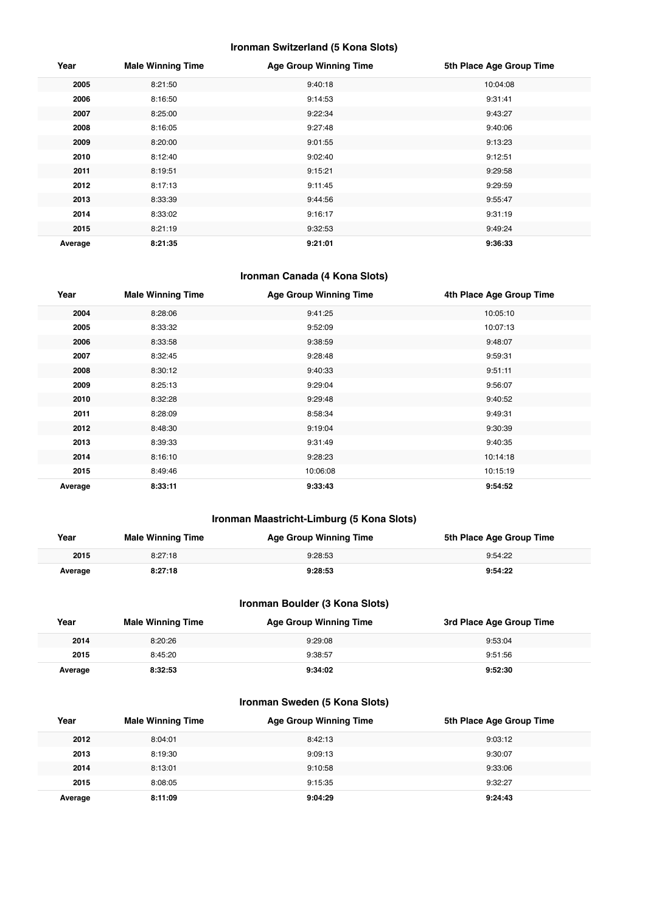### Ironman Switzerland (5 Kona Slots)

| Year | Male Winning Time | Age Group Winning Time | 5th Place Age Group Time |
|---|---|---|---|
| 2005 | 8:21:50 | 9:40:18 | 10:04:08 |
| 2006 | 8:16:50 | 9:14:53 | 9:31:41 |
| 2007 | 8:25:00 | 9:22:34 | 9:43:27 |
| 2008 | 8:16:05 | 9:27:48 | 9:40:06 |
| 2009 | 8:20:00 | 9:01:55 | 9:13:23 |
| 2010 | 8:12:40 | 9:02:40 | 9:12:51 |
| 2011 | 8:19:51 | 9:15:21 | 9:29:58 |
| 2012 | 8:17:13 | 9:11:45 | 9:29:59 |
| 2013 | 8:33:39 | 9:44:56 | 9:55:47 |
| 2014 | 8:33:02 | 9:16:17 | 9:31:19 |
| 2015 | 8:21:19 | 9:32:53 | 9:49:24 |
| **Average** | **8:21:35** | **9:21:01** | **9:36:33** |

### Ironman Canada (4 Kona Slots)

| Year | Male Winning Time | Age Group Winning Time | 4th Place Age Group Time |
|---|---|---|---|
| 2004 | 8:28:06 | 9:41:25 | 10:05:10 |
| 2005 | 8:33:32 | 9:52:09 | 10:07:13 |
| 2006 | 8:33:58 | 9:38:59 | 9:48:07 |
| 2007 | 8:32:45 | 9:28:48 | 9:59:31 |
| 2008 | 8:30:12 | 9:40:33 | 9:51:11 |
| 2009 | 8:25:13 | 9:29:04 | 9:56:07 |
| 2010 | 8:32:28 | 9:29:48 | 9:40:52 |
| 2011 | 8:28:09 | 8:58:34 | 9:49:31 |
| 2012 | 8:48:30 | 9:19:04 | 9:30:39 |
| 2013 | 8:39:33 | 9:31:49 | 9:40:35 |
| 2014 | 8:16:10 | 9:28:23 | 10:14:18 |
| 2015 | 8:49:46 | 10:06:08 | 10:15:19 |
| **Average** | **8:33:11** | **9:33:43** | **9:54:52** |

### Ironman Maastricht-Limburg (5 Kona Slots)

| Year | Male Winning Time | Age Group Winning Time | 5th Place Age Group Time |
|---|---|---|---|
| 2015 | 8:27:18 | 9:28:53 | 9:54:22 |
| **Average** | **8:27:18** | **9:28:53** | **9:54:22** |

### Ironman Boulder (3 Kona Slots)

| Year | Male Winning Time | Age Group Winning Time | 3rd Place Age Group Time |
|---|---|---|---|
| 2014 | 8:20:26 | 9:29:08 | 9:53:04 |
| 2015 | 8:45:20 | 9:38:57 | 9:51:56 |
| **Average** | **8:32:53** | **9:34:02** | **9:52:30** |

### Ironman Sweden (5 Kona Slots)

| Year | Male Winning Time | Age Group Winning Time | 5th Place Age Group Time |
|---|---|---|---|
| 2012 | 8:04:01 | 8:42:13 | 9:03:12 |
| 2013 | 8:19:30 | 9:09:13 | 9:30:07 |
| 2014 | 8:13:01 | 9:10:58 | 9:33:06 |
| 2015 | 8:08:05 | 9:15:35 | 9:32:27 |
| **Average** | **8:11:09** | **9:04:29** | **9:24:43** |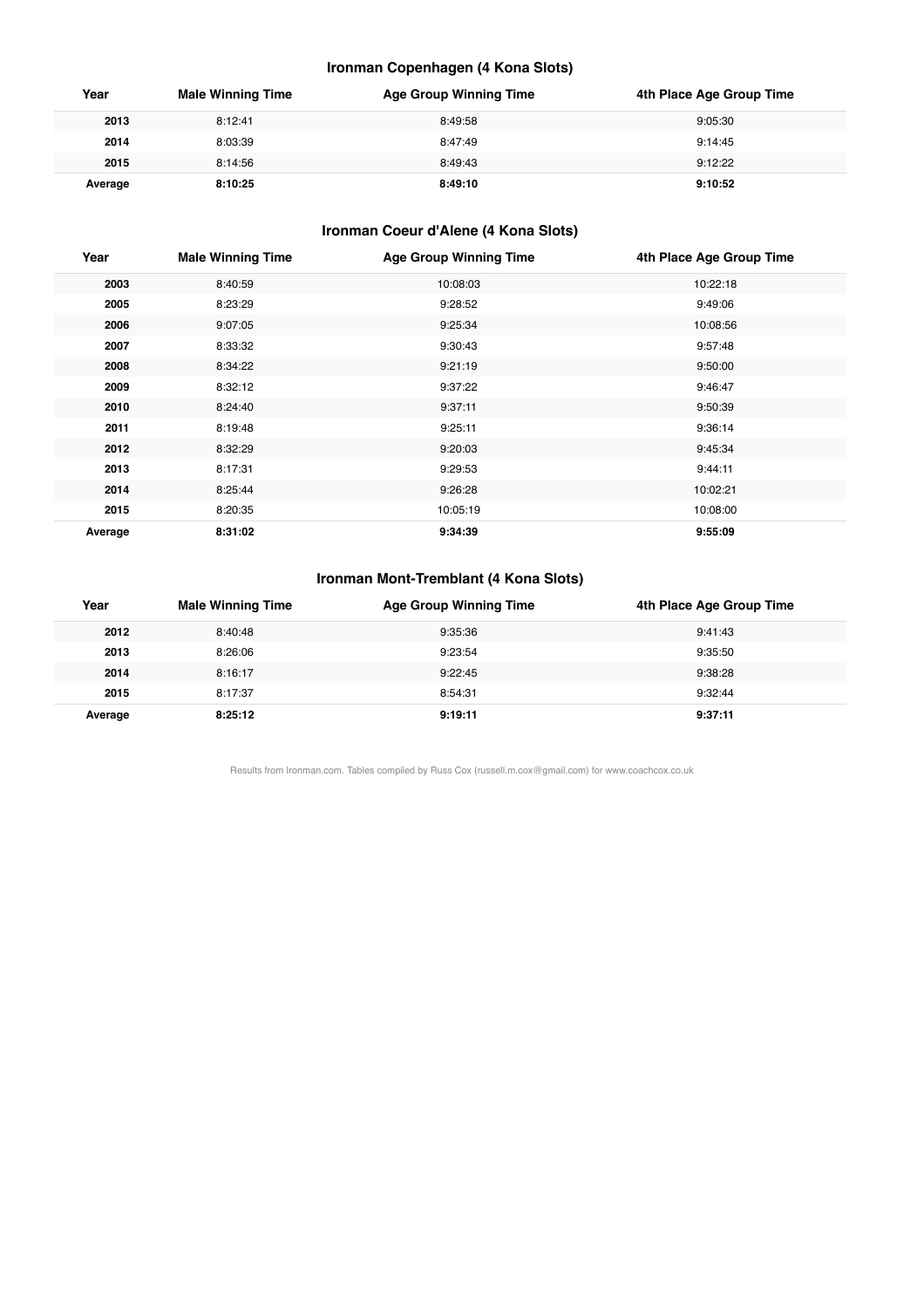### Ironman Copenhagen (4 Kona Slots)

| Year | Male Winning Time | Age Group Winning Time | 4th Place Age Group Time |
|---|---|---|---|
| **2013** | 8:12:41 | 8:49:58 | 9:05:30 |
| **2014** | 8:03:39 | 8:47:49 | 9:14:45 |
| **2015** | 8:14:56 | 8:49:43 | 9:12:22 |
| **Average** | **8:10:25** | **8:49:10** | **9:10:52** |

### Ironman Coeur d'Alene (4 Kona Slots)

| Year | Male Winning Time | Age Group Winning Time | 4th Place Age Group Time |
|---|---|---|---|
| **2003** | 8:40:59 | 10:08:03 | 10:22:18 |
| **2005** | 8:23:29 | 9:28:52 | 9:49:06 |
| **2006** | 9:07:05 | 9:25:34 | 10:08:56 |
| **2007** | 8:33:32 | 9:30:43 | 9:57:48 |
| **2008** | 8:34:22 | 9:21:19 | 9:50:00 |
| **2009** | 8:32:12 | 9:37:22 | 9:46:47 |
| **2010** | 8:24:40 | 9:37:11 | 9:50:39 |
| **2011** | 8:19:48 | 9:25:11 | 9:36:14 |
| **2012** | 8:32:29 | 9:20:03 | 9:45:34 |
| **2013** | 8:17:31 | 9:29:53 | 9:44:11 |
| **2014** | 8:25:44 | 9:26:28 | 10:02:21 |
| **2015** | 8:20:35 | 10:05:19 | 10:08:00 |
| **Average** | **8:31:02** | **9:34:39** | **9:55:09** |

### Ironman Mont-Tremblant (4 Kona Slots)

| Year | Male Winning Time | Age Group Winning Time | 4th Place Age Group Time |
|---|---|---|---|
| **2012** | 8:40:48 | 9:35:36 | 9:41:43 |
| **2013** | 8:26:06 | 9:23:54 | 9:35:50 |
| **2014** | 8:16:17 | 9:22:45 | 9:38:28 |
| **2015** | 8:17:37 | 8:54:31 | 9:32:44 |
| **Average** | **8:25:12** | **9:19:11** | **9:37:11** |

Results from Ironman.com. Tables compiled by Russ Cox (russell.m.cox@gmail.com) for www.coachcox.co.uk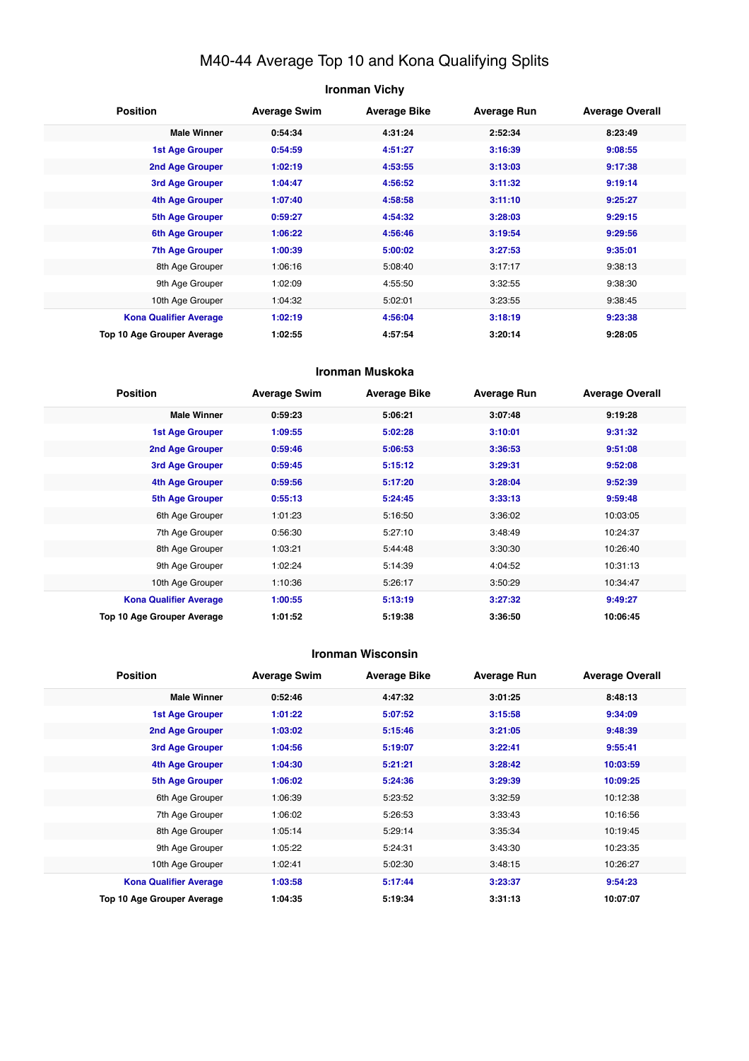# M40-44 Average Top 10 and Kona Qualifying Splits

## Ironman Vichy

| Position | Average Swim | Average Bike | Average Run | Average Overall |
|---|---|---|---|---|
| **Male Winner** | **0:54:34** | **4:31:24** | **2:52:34** | **8:23:49** |
| **1st Age Grouper** | **0:54:59** | **4:51:27** | **3:16:39** | **9:08:55** |
| **2nd Age Grouper** | **1:02:19** | **4:53:55** | **3:13:03** | **9:17:38** |
| **3rd Age Grouper** | **1:04:47** | **4:56:52** | **3:11:32** | **9:19:14** |
| **4th Age Grouper** | **1:07:40** | **4:58:58** | **3:11:10** | **9:25:27** |
| **5th Age Grouper** | **0:59:27** | **4:54:32** | **3:28:03** | **9:29:15** |
| **6th Age Grouper** | **1:06:22** | **4:56:46** | **3:19:54** | **9:29:56** |
| **7th Age Grouper** | **1:00:39** | **5:00:02** | **3:27:53** | **9:35:01** |
| 8th Age Grouper | 1:06:16 | 5:08:40 | 3:17:17 | 9:38:13 |
| 9th Age Grouper | 1:02:09 | 4:55:50 | 3:32:55 | 9:38:30 |
| 10th Age Grouper | 1:04:32 | 5:02:01 | 3:23:55 | 9:38:45 |
| **Kona Qualifier Average** | **1:02:19** | **4:56:04** | **3:18:19** | **9:23:38** |
| **Top 10 Age Grouper Average** | **1:02:55** | **4:57:54** | **3:20:14** | **9:28:05** |

## Ironman Muskoka

| Position | Average Swim | Average Bike | Average Run | Average Overall |
|---|---|---|---|---|
| **Male Winner** | **0:59:23** | **5:06:21** | **3:07:48** | **9:19:28** |
| **1st Age Grouper** | **1:09:55** | **5:02:28** | **3:10:01** | **9:31:32** |
| **2nd Age Grouper** | **0:59:46** | **5:06:53** | **3:36:53** | **9:51:08** |
| **3rd Age Grouper** | **0:59:45** | **5:15:12** | **3:29:31** | **9:52:08** |
| **4th Age Grouper** | **0:59:56** | **5:17:20** | **3:28:04** | **9:52:39** |
| **5th Age Grouper** | **0:55:13** | **5:24:45** | **3:33:13** | **9:59:48** |
| 6th Age Grouper | 1:01:23 | 5:16:50 | 3:36:02 | 10:03:05 |
| 7th Age Grouper | 0:56:30 | 5:27:10 | 3:48:49 | 10:24:37 |
| 8th Age Grouper | 1:03:21 | 5:44:48 | 3:30:30 | 10:26:40 |
| 9th Age Grouper | 1:02:24 | 5:14:39 | 4:04:52 | 10:31:13 |
| 10th Age Grouper | 1:10:36 | 5:26:17 | 3:50:29 | 10:34:47 |
| **Kona Qualifier Average** | **1:00:55** | **5:13:19** | **3:27:32** | **9:49:27** |
| **Top 10 Age Grouper Average** | **1:01:52** | **5:19:38** | **3:36:50** | **10:06:45** |

## Ironman Wisconsin

| Position | Average Swim | Average Bike | Average Run | Average Overall |
|---|---|---|---|---|
| **Male Winner** | **0:52:46** | **4:47:32** | **3:01:25** | **8:48:13** |
| **1st Age Grouper** | **1:01:22** | **5:07:52** | **3:15:58** | **9:34:09** |
| **2nd Age Grouper** | **1:03:02** | **5:15:46** | **3:21:05** | **9:48:39** |
| **3rd Age Grouper** | **1:04:56** | **5:19:07** | **3:22:41** | **9:55:41** |
| **4th Age Grouper** | **1:04:30** | **5:21:21** | **3:28:42** | **10:03:59** |
| **5th Age Grouper** | **1:06:02** | **5:24:36** | **3:29:39** | **10:09:25** |
| 6th Age Grouper | 1:06:39 | 5:23:52 | 3:32:59 | 10:12:38 |
| 7th Age Grouper | 1:06:02 | 5:26:53 | 3:33:43 | 10:16:56 |
| 8th Age Grouper | 1:05:14 | 5:29:14 | 3:35:34 | 10:19:45 |
| 9th Age Grouper | 1:05:22 | 5:24:31 | 3:43:30 | 10:23:35 |
| 10th Age Grouper | 1:02:41 | 5:02:30 | 3:48:15 | 10:26:27 |
| **Kona Qualifier Average** | **1:03:58** | **5:17:44** | **3:23:37** | **9:54:23** |
| **Top 10 Age Grouper Average** | **1:04:35** | **5:19:34** | **3:31:13** | **10:07:07** |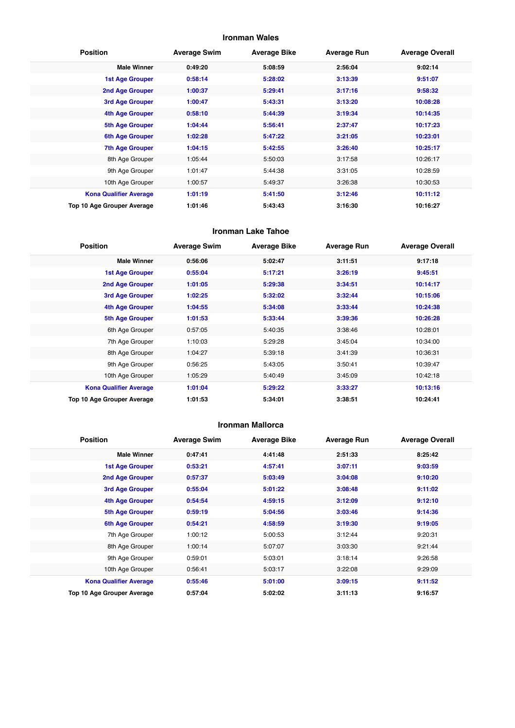## Ironman Wales

| Position | Average Swim | Average Bike | Average Run | Average Overall |
|---|---|---|---|---|
| **Male Winner** | **0:49:20** | **5:08:59** | **2:56:04** | **9:02:14** |
| **1st Age Grouper** | **0:58:14** | **5:28:02** | **3:13:39** | **9:51:07** |
| **2nd Age Grouper** | **1:00:37** | **5:29:41** | **3:17:16** | **9:58:32** |
| **3rd Age Grouper** | **1:00:47** | **5:43:31** | **3:13:20** | **10:08:28** |
| **4th Age Grouper** | **0:58:10** | **5:44:39** | **3:19:34** | **10:14:35** |
| **5th Age Grouper** | **1:04:44** | **5:56:41** | **2:37:47** | **10:17:23** |
| **6th Age Grouper** | **1:02:28** | **5:47:22** | **3:21:05** | **10:23:01** |
| **7th Age Grouper** | **1:04:15** | **5:42:55** | **3:26:40** | **10:25:17** |
| 8th Age Grouper | 1:05:44 | 5:50:03 | 3:17:58 | 10:26:17 |
| 9th Age Grouper | 1:01:47 | 5:44:38 | 3:31:05 | 10:28:59 |
| 10th Age Grouper | 1:00:57 | 5:49:37 | 3:26:38 | 10:30:53 |
| **Kona Qualifier Average** | **1:01:19** | **5:41:50** | **3:12:46** | **10:11:12** |
| **Top 10 Age Grouper Average** | **1:01:46** | **5:43:43** | **3:16:30** | **10:16:27** |

## Ironman Lake Tahoe

| Position | Average Swim | Average Bike | Average Run | Average Overall |
|---|---|---|---|---|
| **Male Winner** | **0:56:06** | **5:02:47** | **3:11:51** | **9:17:18** |
| **1st Age Grouper** | **0:55:04** | **5:17:21** | **3:26:19** | **9:45:51** |
| **2nd Age Grouper** | **1:01:05** | **5:29:38** | **3:34:51** | **10:14:17** |
| **3rd Age Grouper** | **1:02:25** | **5:32:02** | **3:32:44** | **10:15:06** |
| **4th Age Grouper** | **1:04:55** | **5:34:08** | **3:33:44** | **10:24:38** |
| **5th Age Grouper** | **1:01:53** | **5:33:44** | **3:39:36** | **10:26:28** |
| 6th Age Grouper | 0:57:05 | 5:40:35 | 3:38:46 | 10:28:01 |
| 7th Age Grouper | 1:10:03 | 5:29:28 | 3:45:04 | 10:34:00 |
| 8th Age Grouper | 1:04:27 | 5:39:18 | 3:41:39 | 10:36:31 |
| 9th Age Grouper | 0:56:25 | 5:43:05 | 3:50:41 | 10:39:47 |
| 10th Age Grouper | 1:05:29 | 5:40:49 | 3:45:09 | 10:42:18 |
| **Kona Qualifier Average** | **1:01:04** | **5:29:22** | **3:33:27** | **10:13:16** |
| **Top 10 Age Grouper Average** | **1:01:53** | **5:34:01** | **3:38:51** | **10:24:41** |

## Ironman Mallorca

| Position | Average Swim | Average Bike | Average Run | Average Overall |
|---|---|---|---|---|
| **Male Winner** | **0:47:41** | **4:41:48** | **2:51:33** | **8:25:42** |
| **1st Age Grouper** | **0:53:21** | **4:57:41** | **3:07:11** | **9:03:59** |
| **2nd Age Grouper** | **0:57:37** | **5:03:49** | **3:04:08** | **9:10:20** |
| **3rd Age Grouper** | **0:55:04** | **5:01:22** | **3:08:48** | **9:11:02** |
| **4th Age Grouper** | **0:54:54** | **4:59:15** | **3:12:09** | **9:12:10** |
| **5th Age Grouper** | **0:59:19** | **5:04:56** | **3:03:46** | **9:14:36** |
| **6th Age Grouper** | **0:54:21** | **4:58:59** | **3:19:30** | **9:19:05** |
| 7th Age Grouper | 1:00:12 | 5:00:53 | 3:12:44 | 9:20:31 |
| 8th Age Grouper | 1:00:14 | 5:07:07 | 3:03:30 | 9:21:44 |
| 9th Age Grouper | 0:59:01 | 5:03:01 | 3:18:14 | 9:26:58 |
| 10th Age Grouper | 0:56:41 | 5:03:17 | 3:22:08 | 9:29:09 |
| **Kona Qualifier Average** | **0:55:46** | **5:01:00** | **3:09:15** | **9:11:52** |
| **Top 10 Age Grouper Average** | **0:57:04** | **5:02:02** | **3:11:13** | **9:16:57** |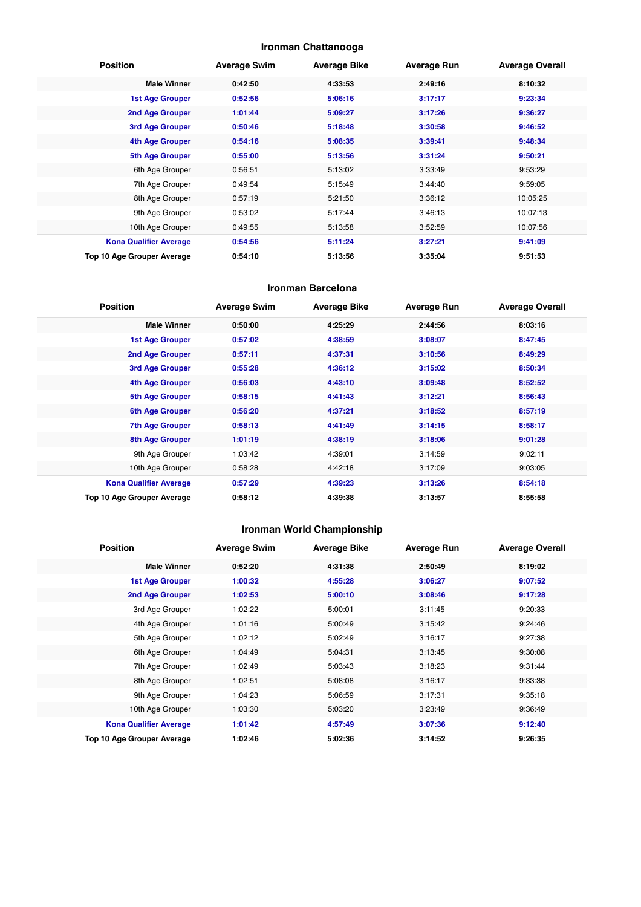## Ironman Chattanooga

| Position | Average Swim | Average Bike | Average Run | Average Overall |
|---|---|---|---|---|
| **Male Winner** | **0:42:50** | **4:33:53** | **2:49:16** | **8:10:32** |
| **1st Age Grouper** | **0:52:56** | **5:06:16** | **3:17:17** | **9:23:34** |
| **2nd Age Grouper** | **1:01:44** | **5:09:27** | **3:17:26** | **9:36:27** |
| **3rd Age Grouper** | **0:50:46** | **5:18:48** | **3:30:58** | **9:46:52** |
| **4th Age Grouper** | **0:54:16** | **5:08:35** | **3:39:41** | **9:48:34** |
| **5th Age Grouper** | **0:55:00** | **5:13:56** | **3:31:24** | **9:50:21** |
| 6th Age Grouper | 0:56:51 | 5:13:02 | 3:33:49 | 9:53:29 |
| 7th Age Grouper | 0:49:54 | 5:15:49 | 3:44:40 | 9:59:05 |
| 8th Age Grouper | 0:57:19 | 5:21:50 | 3:36:12 | 10:05:25 |
| 9th Age Grouper | 0:53:02 | 5:17:44 | 3:46:13 | 10:07:13 |
| 10th Age Grouper | 0:49:55 | 5:13:58 | 3:52:59 | 10:07:56 |
| **Kona Qualifier Average** | **0:54:56** | **5:11:24** | **3:27:21** | **9:41:09** |
| **Top 10 Age Grouper Average** | **0:54:10** | **5:13:56** | **3:35:04** | **9:51:53** |

## Ironman Barcelona

| Position | Average Swim | Average Bike | Average Run | Average Overall |
|---|---|---|---|---|
| **Male Winner** | **0:50:00** | **4:25:29** | **2:44:56** | **8:03:16** |
| **1st Age Grouper** | **0:57:02** | **4:38:59** | **3:08:07** | **8:47:45** |
| **2nd Age Grouper** | **0:57:11** | **4:37:31** | **3:10:56** | **8:49:29** |
| **3rd Age Grouper** | **0:55:28** | **4:36:12** | **3:15:02** | **8:50:34** |
| **4th Age Grouper** | **0:56:03** | **4:43:10** | **3:09:48** | **8:52:52** |
| **5th Age Grouper** | **0:58:15** | **4:41:43** | **3:12:21** | **8:56:43** |
| **6th Age Grouper** | **0:56:20** | **4:37:21** | **3:18:52** | **8:57:19** |
| **7th Age Grouper** | **0:58:13** | **4:41:49** | **3:14:15** | **8:58:17** |
| **8th Age Grouper** | **1:01:19** | **4:38:19** | **3:18:06** | **9:01:28** |
| 9th Age Grouper | 1:03:42 | 4:39:01 | 3:14:59 | 9:02:11 |
| 10th Age Grouper | 0:58:28 | 4:42:18 | 3:17:09 | 9:03:05 |
| **Kona Qualifier Average** | **0:57:29** | **4:39:23** | **3:13:26** | **8:54:18** |
| **Top 10 Age Grouper Average** | **0:58:12** | **4:39:38** | **3:13:57** | **8:55:58** |

## Ironman World Championship

| Position | Average Swim | Average Bike | Average Run | Average Overall |
|---|---|---|---|---|
| **Male Winner** | **0:52:20** | **4:31:38** | **2:50:49** | **8:19:02** |
| **1st Age Grouper** | **1:00:32** | **4:55:28** | **3:06:27** | **9:07:52** |
| **2nd Age Grouper** | **1:02:53** | **5:00:10** | **3:08:46** | **9:17:28** |
| 3rd Age Grouper | 1:02:22 | 5:00:01 | 3:11:45 | 9:20:33 |
| 4th Age Grouper | 1:01:16 | 5:00:49 | 3:15:42 | 9:24:46 |
| 5th Age Grouper | 1:02:12 | 5:02:49 | 3:16:17 | 9:27:38 |
| 6th Age Grouper | 1:04:49 | 5:04:31 | 3:13:45 | 9:30:08 |
| 7th Age Grouper | 1:02:49 | 5:03:43 | 3:18:23 | 9:31:44 |
| 8th Age Grouper | 1:02:51 | 5:08:08 | 3:16:17 | 9:33:38 |
| 9th Age Grouper | 1:04:23 | 5:06:59 | 3:17:31 | 9:35:18 |
| 10th Age Grouper | 1:03:30 | 5:03:20 | 3:23:49 | 9:36:49 |
| **Kona Qualifier Average** | **1:01:42** | **4:57:49** | **3:07:36** | **9:12:40** |
| **Top 10 Age Grouper Average** | **1:02:46** | **5:02:36** | **3:14:52** | **9:26:35** |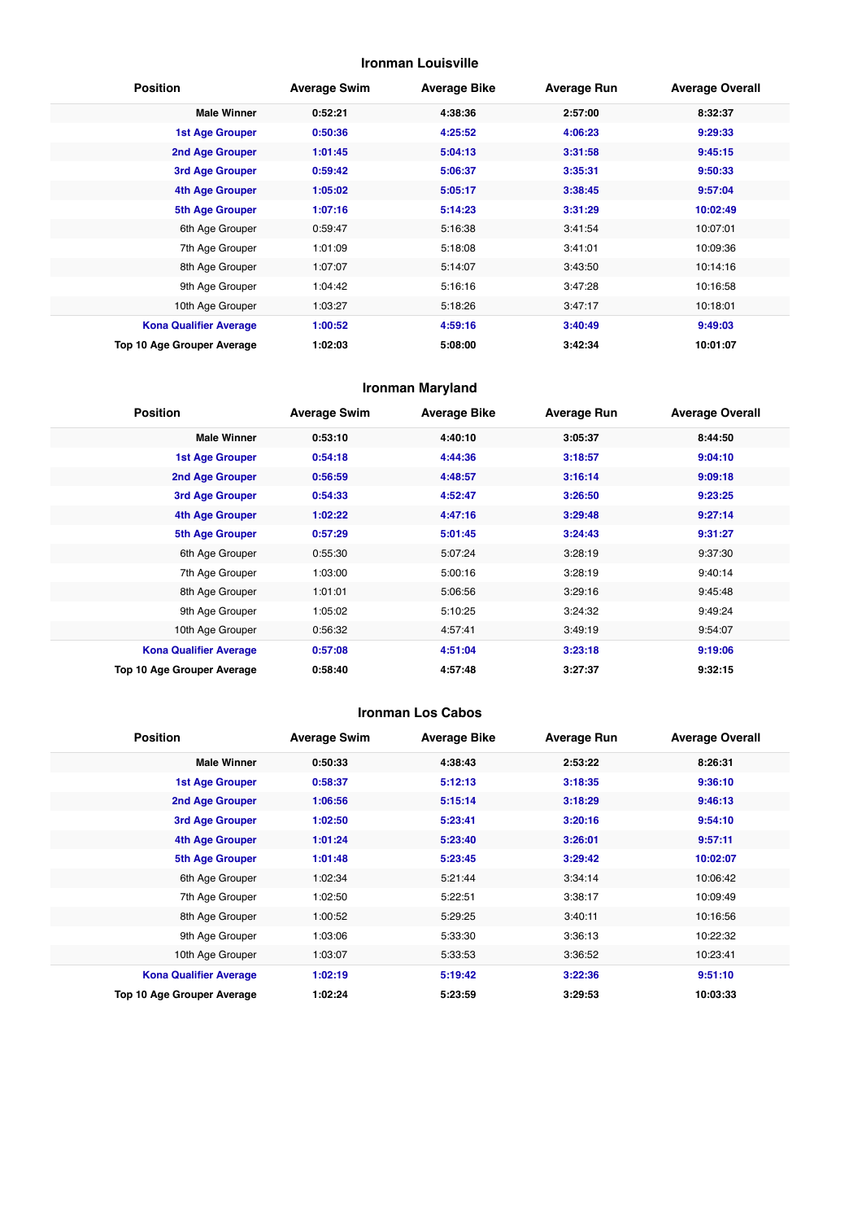### Ironman Louisville

| Position | Average Swim | Average Bike | Average Run | Average Overall |
|---|---|---|---|---|
| **Male Winner** | **0:52:21** | **4:38:36** | **2:57:00** | **8:32:37** |
| **1st Age Grouper** | **0:50:36** | **4:25:52** | **4:06:23** | **9:29:33** |
| **2nd Age Grouper** | **1:01:45** | **5:04:13** | **3:31:58** | **9:45:15** |
| **3rd Age Grouper** | **0:59:42** | **5:06:37** | **3:35:31** | **9:50:33** |
| **4th Age Grouper** | **1:05:02** | **5:05:17** | **3:38:45** | **9:57:04** |
| **5th Age Grouper** | **1:07:16** | **5:14:23** | **3:31:29** | **10:02:49** |
| 6th Age Grouper | 0:59:47 | 5:16:38 | 3:41:54 | 10:07:01 |
| 7th Age Grouper | 1:01:09 | 5:18:08 | 3:41:01 | 10:09:36 |
| 8th Age Grouper | 1:07:07 | 5:14:07 | 3:43:50 | 10:14:16 |
| 9th Age Grouper | 1:04:42 | 5:16:16 | 3:47:28 | 10:16:58 |
| 10th Age Grouper | 1:03:27 | 5:18:26 | 3:47:17 | 10:18:01 |
| **Kona Qualifier Average** | **1:00:52** | **4:59:16** | **3:40:49** | **9:49:03** |
| **Top 10 Age Grouper Average** | **1:02:03** | **5:08:00** | **3:42:34** | **10:01:07** |

### Ironman Maryland

| Position | Average Swim | Average Bike | Average Run | Average Overall |
|---|---|---|---|---|
| **Male Winner** | **0:53:10** | **4:40:10** | **3:05:37** | **8:44:50** |
| **1st Age Grouper** | **0:54:18** | **4:44:36** | **3:18:57** | **9:04:10** |
| **2nd Age Grouper** | **0:56:59** | **4:48:57** | **3:16:14** | **9:09:18** |
| **3rd Age Grouper** | **0:54:33** | **4:52:47** | **3:26:50** | **9:23:25** |
| **4th Age Grouper** | **1:02:22** | **4:47:16** | **3:29:48** | **9:27:14** |
| **5th Age Grouper** | **0:57:29** | **5:01:45** | **3:24:43** | **9:31:27** |
| 6th Age Grouper | 0:55:30 | 5:07:24 | 3:28:19 | 9:37:30 |
| 7th Age Grouper | 1:03:00 | 5:00:16 | 3:28:19 | 9:40:14 |
| 8th Age Grouper | 1:01:01 | 5:06:56 | 3:29:16 | 9:45:48 |
| 9th Age Grouper | 1:05:02 | 5:10:25 | 3:24:32 | 9:49:24 |
| 10th Age Grouper | 0:56:32 | 4:57:41 | 3:49:19 | 9:54:07 |
| **Kona Qualifier Average** | **0:57:08** | **4:51:04** | **3:23:18** | **9:19:06** |
| **Top 10 Age Grouper Average** | **0:58:40** | **4:57:48** | **3:27:37** | **9:32:15** |

### Ironman Los Cabos

| Position | Average Swim | Average Bike | Average Run | Average Overall |
|---|---|---|---|---|
| **Male Winner** | **0:50:33** | **4:38:43** | **2:53:22** | **8:26:31** |
| **1st Age Grouper** | **0:58:37** | **5:12:13** | **3:18:35** | **9:36:10** |
| **2nd Age Grouper** | **1:06:56** | **5:15:14** | **3:18:29** | **9:46:13** |
| **3rd Age Grouper** | **1:02:50** | **5:23:41** | **3:20:16** | **9:54:10** |
| **4th Age Grouper** | **1:01:24** | **5:23:40** | **3:26:01** | **9:57:11** |
| **5th Age Grouper** | **1:01:48** | **5:23:45** | **3:29:42** | **10:02:07** |
| 6th Age Grouper | 1:02:34 | 5:21:44 | 3:34:14 | 10:06:42 |
| 7th Age Grouper | 1:02:50 | 5:22:51 | 3:38:17 | 10:09:49 |
| 8th Age Grouper | 1:00:52 | 5:29:25 | 3:40:11 | 10:16:56 |
| 9th Age Grouper | 1:03:06 | 5:33:30 | 3:36:13 | 10:22:32 |
| 10th Age Grouper | 1:03:07 | 5:33:53 | 3:36:52 | 10:23:41 |
| **Kona Qualifier Average** | **1:02:19** | **5:19:42** | **3:22:36** | **9:51:10** |
| **Top 10 Age Grouper Average** | **1:02:24** | **5:23:59** | **3:29:53** | **10:03:33** |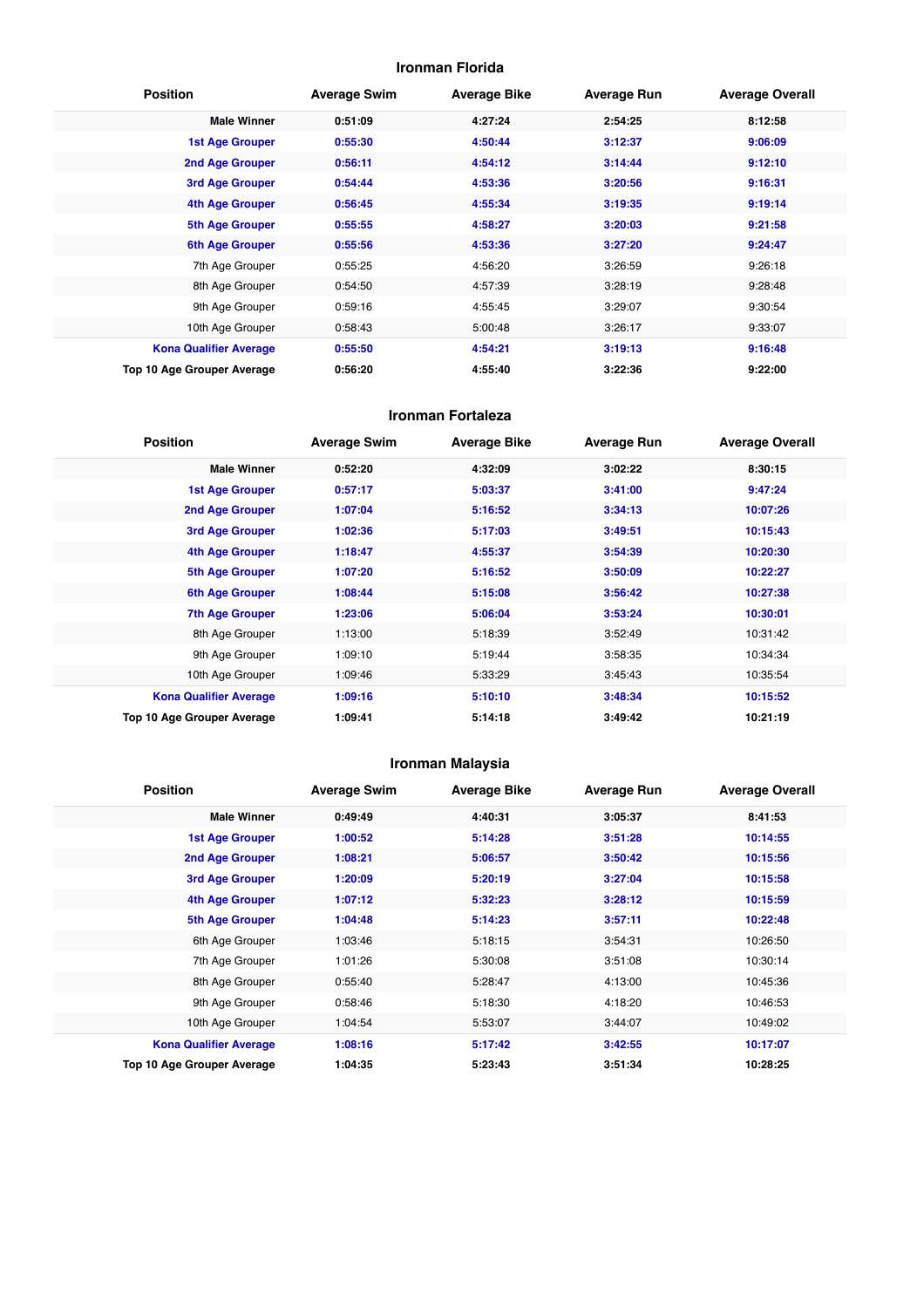## Ironman Florida

| Position | Average Swim | Average Bike | Average Run | Average Overall |
|---|---|---|---|---|
| **Male Winner** | **0:51:09** | **4:27:24** | **2:54:25** | **8:12:58** |
| **1st Age Grouper** | **0:55:30** | **4:50:44** | **3:12:37** | **9:06:09** |
| **2nd Age Grouper** | **0:56:11** | **4:54:12** | **3:14:44** | **9:12:10** |
| **3rd Age Grouper** | **0:54:44** | **4:53:36** | **3:20:56** | **9:16:31** |
| **4th Age Grouper** | **0:56:45** | **4:55:34** | **3:19:35** | **9:19:14** |
| **5th Age Grouper** | **0:55:55** | **4:58:27** | **3:20:03** | **9:21:58** |
| **6th Age Grouper** | **0:55:56** | **4:53:36** | **3:27:20** | **9:24:47** |
| 7th Age Grouper | 0:55:25 | 4:56:20 | 3:26:59 | 9:26:18 |
| 8th Age Grouper | 0:54:50 | 4:57:39 | 3:28:19 | 9:28:48 |
| 9th Age Grouper | 0:59:16 | 4:55:45 | 3:29:07 | 9:30:54 |
| 10th Age Grouper | 0:58:43 | 5:00:48 | 3:26:17 | 9:33:07 |
| **Kona Qualifier Average** | **0:55:50** | **4:54:21** | **3:19:13** | **9:16:48** |
| **Top 10 Age Grouper Average** | **0:56:20** | **4:55:40** | **3:22:36** | **9:22:00** |

## Ironman Fortaleza

| Position | Average Swim | Average Bike | Average Run | Average Overall |
|---|---|---|---|---|
| **Male Winner** | **0:52:20** | **4:32:09** | **3:02:22** | **8:30:15** |
| **1st Age Grouper** | **0:57:17** | **5:03:37** | **3:41:00** | **9:47:24** |
| **2nd Age Grouper** | **1:07:04** | **5:16:52** | **3:34:13** | **10:07:26** |
| **3rd Age Grouper** | **1:02:36** | **5:17:03** | **3:49:51** | **10:15:43** |
| **4th Age Grouper** | **1:18:47** | **4:55:37** | **3:54:39** | **10:20:30** |
| **5th Age Grouper** | **1:07:20** | **5:16:52** | **3:50:09** | **10:22:27** |
| **6th Age Grouper** | **1:08:44** | **5:15:08** | **3:56:42** | **10:27:38** |
| **7th Age Grouper** | **1:23:06** | **5:06:04** | **3:53:24** | **10:30:01** |
| 8th Age Grouper | 1:13:00 | 5:18:39 | 3:52:49 | 10:31:42 |
| 9th Age Grouper | 1:09:10 | 5:19:44 | 3:58:35 | 10:34:34 |
| 10th Age Grouper | 1:09:46 | 5:33:29 | 3:45:43 | 10:35:54 |
| **Kona Qualifier Average** | **1:09:16** | **5:10:10** | **3:48:34** | **10:15:52** |
| **Top 10 Age Grouper Average** | **1:09:41** | **5:14:18** | **3:49:42** | **10:21:19** |

## Ironman Malaysia

| Position | Average Swim | Average Bike | Average Run | Average Overall |
|---|---|---|---|---|
| **Male Winner** | **0:49:49** | **4:40:31** | **3:05:37** | **8:41:53** |
| **1st Age Grouper** | **1:00:52** | **5:14:28** | **3:51:28** | **10:14:55** |
| **2nd Age Grouper** | **1:08:21** | **5:06:57** | **3:50:42** | **10:15:56** |
| **3rd Age Grouper** | **1:20:09** | **5:20:19** | **3:27:04** | **10:15:58** |
| **4th Age Grouper** | **1:07:12** | **5:32:23** | **3:28:12** | **10:15:59** |
| **5th Age Grouper** | **1:04:48** | **5:14:23** | **3:57:11** | **10:22:48** |
| 6th Age Grouper | 1:03:46 | 5:18:15 | 3:54:31 | 10:26:50 |
| 7th Age Grouper | 1:01:26 | 5:30:08 | 3:51:08 | 10:30:14 |
| 8th Age Grouper | 0:55:40 | 5:28:47 | 4:13:00 | 10:45:36 |
| 9th Age Grouper | 0:58:46 | 5:18:30 | 4:18:20 | 10:46:53 |
| 10th Age Grouper | 1:04:54 | 5:53:07 | 3:44:07 | 10:49:02 |
| **Kona Qualifier Average** | **1:08:16** | **5:17:42** | **3:42:55** | **10:17:07** |
| **Top 10 Age Grouper Average** | **1:04:35** | **5:23:43** | **3:51:34** | **10:28:25** |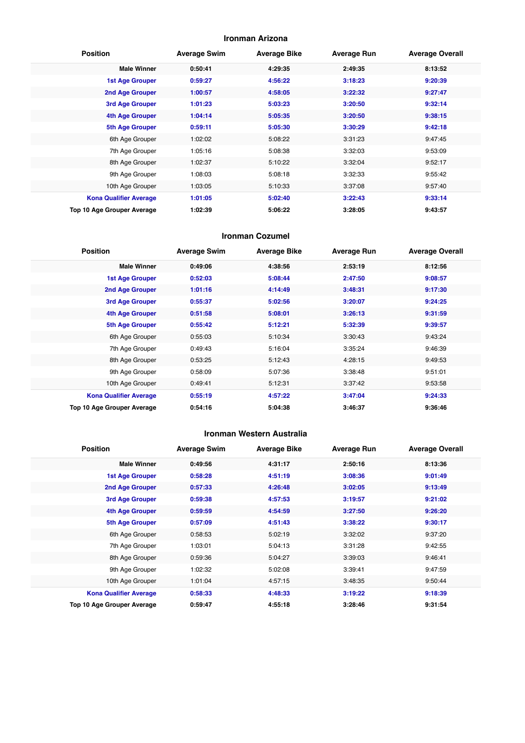## Ironman Arizona

| Position | Average Swim | Average Bike | Average Run | Average Overall |
|---|---|---|---|---|
| **Male Winner** | **0:50:41** | **4:29:35** | **2:49:35** | **8:13:52** |
| **1st Age Grouper** | **0:59:27** | **4:56:22** | **3:18:23** | **9:20:39** |
| **2nd Age Grouper** | **1:00:57** | **4:58:05** | **3:22:32** | **9:27:47** |
| **3rd Age Grouper** | **1:01:23** | **5:03:23** | **3:20:50** | **9:32:14** |
| **4th Age Grouper** | **1:04:14** | **5:05:35** | **3:20:50** | **9:38:15** |
| **5th Age Grouper** | **0:59:11** | **5:05:30** | **3:30:29** | **9:42:18** |
| 6th Age Grouper | 1:02:02 | 5:08:22 | 3:31:23 | 9:47:45 |
| 7th Age Grouper | 1:05:16 | 5:08:38 | 3:32:03 | 9:53:09 |
| 8th Age Grouper | 1:02:37 | 5:10:22 | 3:32:04 | 9:52:17 |
| 9th Age Grouper | 1:08:03 | 5:08:18 | 3:32:33 | 9:55:42 |
| 10th Age Grouper | 1:03:05 | 5:10:33 | 3:37:08 | 9:57:40 |
| **Kona Qualifier Average** | **1:01:05** | **5:02:40** | **3:22:43** | **9:33:14** |
| **Top 10 Age Grouper Average** | **1:02:39** | **5:06:22** | **3:28:05** | **9:43:57** |

## Ironman Cozumel

| Position | Average Swim | Average Bike | Average Run | Average Overall |
|---|---|---|---|---|
| **Male Winner** | **0:49:06** | **4:38:56** | **2:53:19** | **8:12:56** |
| **1st Age Grouper** | **0:52:03** | **5:08:44** | **2:47:50** | **9:08:57** |
| **2nd Age Grouper** | **1:01:16** | **4:14:49** | **3:48:31** | **9:17:30** |
| **3rd Age Grouper** | **0:55:37** | **5:02:56** | **3:20:07** | **9:24:25** |
| **4th Age Grouper** | **0:51:58** | **5:08:01** | **3:26:13** | **9:31:59** |
| **5th Age Grouper** | **0:55:42** | **5:12:21** | **5:32:39** | **9:39:57** |
| 6th Age Grouper | 0:55:03 | 5:10:34 | 3:30:43 | 9:43:24 |
| 7th Age Grouper | 0:49:43 | 5:16:04 | 3:35:24 | 9:46:39 |
| 8th Age Grouper | 0:53:25 | 5:12:43 | 4:28:15 | 9:49:53 |
| 9th Age Grouper | 0:58:09 | 5:07:36 | 3:38:48 | 9:51:01 |
| 10th Age Grouper | 0:49:41 | 5:12:31 | 3:37:42 | 9:53:58 |
| **Kona Qualifier Average** | **0:55:19** | **4:57:22** | **3:47:04** | **9:24:33** |
| **Top 10 Age Grouper Average** | **0:54:16** | **5:04:38** | **3:46:37** | **9:36:46** |

## Ironman Western Australia

| Position | Average Swim | Average Bike | Average Run | Average Overall |
|---|---|---|---|---|
| **Male Winner** | **0:49:56** | **4:31:17** | **2:50:16** | **8:13:36** |
| **1st Age Grouper** | **0:58:28** | **4:51:19** | **3:08:36** | **9:01:49** |
| **2nd Age Grouper** | **0:57:33** | **4:26:48** | **3:02:05** | **9:13:49** |
| **3rd Age Grouper** | **0:59:38** | **4:57:53** | **3:19:57** | **9:21:02** |
| **4th Age Grouper** | **0:59:59** | **4:54:59** | **3:27:50** | **9:26:20** |
| **5th Age Grouper** | **0:57:09** | **4:51:43** | **3:38:22** | **9:30:17** |
| 6th Age Grouper | 0:58:53 | 5:02:19 | 3:32:02 | 9:37:20 |
| 7th Age Grouper | 1:03:01 | 5:04:13 | 3:31:28 | 9:42:55 |
| 8th Age Grouper | 0:59:36 | 5:04:27 | 3:39:03 | 9:46:41 |
| 9th Age Grouper | 1:02:32 | 5:02:08 | 3:39:41 | 9:47:59 |
| 10th Age Grouper | 1:01:04 | 4:57:15 | 3:48:35 | 9:50:44 |
| **Kona Qualifier Average** | **0:58:33** | **4:48:33** | **3:19:22** | **9:18:39** |
| **Top 10 Age Grouper Average** | **0:59:47** | **4:55:18** | **3:28:46** | **9:31:54** |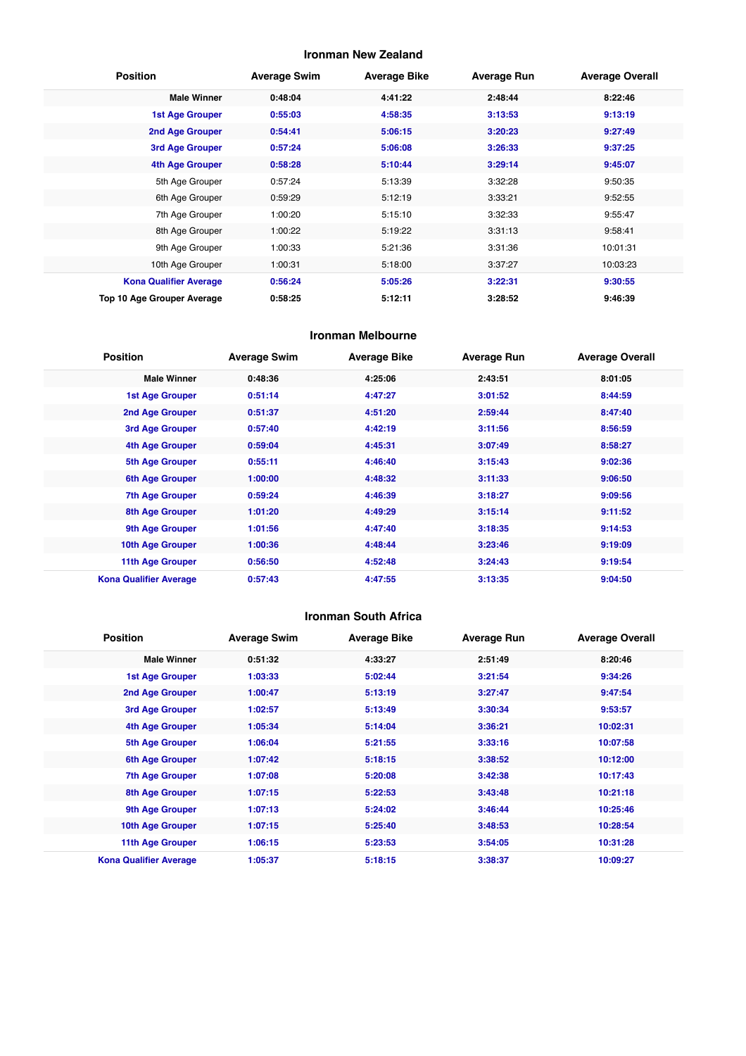### Ironman New Zealand

| Position | Average Swim | Average Bike | Average Run | Average Overall |
|---|---|---|---|---|
| **Male Winner** | **0:48:04** | **4:41:22** | **2:48:44** | **8:22:46** |
| **1st Age Grouper** | **0:55:03** | **4:58:35** | **3:13:53** | **9:13:19** |
| **2nd Age Grouper** | **0:54:41** | **5:06:15** | **3:20:23** | **9:27:49** |
| **3rd Age Grouper** | **0:57:24** | **5:06:08** | **3:26:33** | **9:37:25** |
| **4th Age Grouper** | **0:58:28** | **5:10:44** | **3:29:14** | **9:45:07** |
| 5th Age Grouper | 0:57:24 | 5:13:39 | 3:32:28 | 9:50:35 |
| 6th Age Grouper | 0:59:29 | 5:12:19 | 3:33:21 | 9:52:55 |
| 7th Age Grouper | 1:00:20 | 5:15:10 | 3:32:33 | 9:55:47 |
| 8th Age Grouper | 1:00:22 | 5:19:22 | 3:31:13 | 9:58:41 |
| 9th Age Grouper | 1:00:33 | 5:21:36 | 3:31:36 | 10:01:31 |
| 10th Age Grouper | 1:00:31 | 5:18:00 | 3:37:27 | 10:03:23 |
| **Kona Qualifier Average** | **0:56:24** | **5:05:26** | **3:22:31** | **9:30:55** |
| **Top 10 Age Grouper Average** | **0:58:25** | **5:12:11** | **3:28:52** | **9:46:39** |

### Ironman Melbourne

| Position | Average Swim | Average Bike | Average Run | Average Overall |
|---|---|---|---|---|
| **Male Winner** | **0:48:36** | **4:25:06** | **2:43:51** | **8:01:05** |
| **1st Age Grouper** | **0:51:14** | **4:47:27** | **3:01:52** | **8:44:59** |
| **2nd Age Grouper** | **0:51:37** | **4:51:20** | **2:59:44** | **8:47:40** |
| **3rd Age Grouper** | **0:57:40** | **4:42:19** | **3:11:56** | **8:56:59** |
| **4th Age Grouper** | **0:59:04** | **4:45:31** | **3:07:49** | **8:58:27** |
| **5th Age Grouper** | **0:55:11** | **4:46:40** | **3:15:43** | **9:02:36** |
| **6th Age Grouper** | **1:00:00** | **4:48:32** | **3:11:33** | **9:06:50** |
| **7th Age Grouper** | **0:59:24** | **4:46:39** | **3:18:27** | **9:09:56** |
| **8th Age Grouper** | **1:01:20** | **4:49:29** | **3:15:14** | **9:11:52** |
| **9th Age Grouper** | **1:01:56** | **4:47:40** | **3:18:35** | **9:14:53** |
| **10th Age Grouper** | **1:00:36** | **4:48:44** | **3:23:46** | **9:19:09** |
| **11th Age Grouper** | **0:56:50** | **4:52:48** | **3:24:43** | **9:19:54** |
| **Kona Qualifier Average** | **0:57:43** | **4:47:55** | **3:13:35** | **9:04:50** |

### Ironman South Africa

| Position | Average Swim | Average Bike | Average Run | Average Overall |
|---|---|---|---|---|
| **Male Winner** | **0:51:32** | **4:33:27** | **2:51:49** | **8:20:46** |
| **1st Age Grouper** | **1:03:33** | **5:02:44** | **3:21:54** | **9:34:26** |
| **2nd Age Grouper** | **1:00:47** | **5:13:19** | **3:27:47** | **9:47:54** |
| **3rd Age Grouper** | **1:02:57** | **5:13:49** | **3:30:34** | **9:53:57** |
| **4th Age Grouper** | **1:05:34** | **5:14:04** | **3:36:21** | **10:02:31** |
| **5th Age Grouper** | **1:06:04** | **5:21:55** | **3:33:16** | **10:07:58** |
| **6th Age Grouper** | **1:07:42** | **5:18:15** | **3:38:52** | **10:12:00** |
| **7th Age Grouper** | **1:07:08** | **5:20:08** | **3:42:38** | **10:17:43** |
| **8th Age Grouper** | **1:07:15** | **5:22:53** | **3:43:48** | **10:21:18** |
| **9th Age Grouper** | **1:07:13** | **5:24:02** | **3:46:44** | **10:25:46** |
| **10th Age Grouper** | **1:07:15** | **5:25:40** | **3:48:53** | **10:28:54** |
| **11th Age Grouper** | **1:06:15** | **5:23:53** | **3:54:05** | **10:31:28** |
| **Kona Qualifier Average** | **1:05:37** | **5:18:15** | **3:38:37** | **10:09:27** |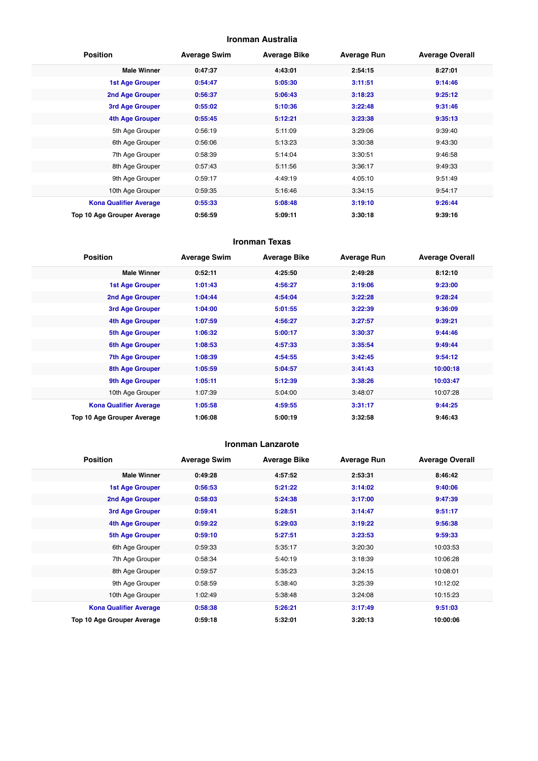## Ironman Australia

| Position | Average Swim | Average Bike | Average Run | Average Overall |
| --- | --- | --- | --- | --- |
| **Male Winner** | **0:47:37** | **4:43:01** | **2:54:15** | **8:27:01** |
| **1st Age Grouper** | **0:54:47** | **5:05:30** | **3:11:51** | **9:14:46** |
| **2nd Age Grouper** | **0:56:37** | **5:06:43** | **3:18:23** | **9:25:12** |
| **3rd Age Grouper** | **0:55:02** | **5:10:36** | **3:22:48** | **9:31:46** |
| **4th Age Grouper** | **0:55:45** | **5:12:21** | **3:23:38** | **9:35:13** |
| 5th Age Grouper | 0:56:19 | 5:11:09 | 3:29:06 | 9:39:40 |
| 6th Age Grouper | 0:56:06 | 5:13:23 | 3:30:38 | 9:43:30 |
| 7th Age Grouper | 0:58:39 | 5:14:04 | 3:30:51 | 9:46:58 |
| 8th Age Grouper | 0:57:43 | 5:11:56 | 3:36:17 | 9:49:33 |
| 9th Age Grouper | 0:59:17 | 4:49:19 | 4:05:10 | 9:51:49 |
| 10th Age Grouper | 0:59:35 | 5:16:46 | 3:34:15 | 9:54:17 |
| **Kona Qualifier Average** | **0:55:33** | **5:08:48** | **3:19:10** | **9:26:44** |
| **Top 10 Age Grouper Average** | **0:56:59** | **5:09:11** | **3:30:18** | **9:39:16** |

## Ironman Texas

| Position | Average Swim | Average Bike | Average Run | Average Overall |
| --- | --- | --- | --- | --- |
| **Male Winner** | **0:52:11** | **4:25:50** | **2:49:28** | **8:12:10** |
| **1st Age Grouper** | **1:01:43** | **4:56:27** | **3:19:06** | **9:23:00** |
| **2nd Age Grouper** | **1:04:44** | **4:54:04** | **3:22:28** | **9:28:24** |
| **3rd Age Grouper** | **1:04:00** | **5:01:55** | **3:22:39** | **9:36:09** |
| **4th Age Grouper** | **1:07:59** | **4:56:27** | **3:27:57** | **9:39:21** |
| **5th Age Grouper** | **1:06:32** | **5:00:17** | **3:30:37** | **9:44:46** |
| **6th Age Grouper** | **1:08:53** | **4:57:33** | **3:35:54** | **9:49:44** |
| **7th Age Grouper** | **1:08:39** | **4:54:55** | **3:42:45** | **9:54:12** |
| **8th Age Grouper** | **1:05:59** | **5:04:57** | **3:41:43** | **10:00:18** |
| **9th Age Grouper** | **1:05:11** | **5:12:39** | **3:38:26** | **10:03:47** |
| 10th Age Grouper | 1:07:39 | 5:04:00 | 3:48:07 | 10:07:28 |
| **Kona Qualifier Average** | **1:05:58** | **4:59:55** | **3:31:17** | **9:44:25** |
| **Top 10 Age Grouper Average** | **1:06:08** | **5:00:19** | **3:32:58** | **9:46:43** |

## Ironman Lanzarote

| Position | Average Swim | Average Bike | Average Run | Average Overall |
| --- | --- | --- | --- | --- |
| **Male Winner** | **0:49:28** | **4:57:52** | **2:53:31** | **8:46:42** |
| **1st Age Grouper** | **0:56:53** | **5:21:22** | **3:14:02** | **9:40:06** |
| **2nd Age Grouper** | **0:58:03** | **5:24:38** | **3:17:00** | **9:47:39** |
| **3rd Age Grouper** | **0:59:41** | **5:28:51** | **3:14:47** | **9:51:17** |
| **4th Age Grouper** | **0:59:22** | **5:29:03** | **3:19:22** | **9:56:38** |
| **5th Age Grouper** | **0:59:10** | **5:27:51** | **3:23:53** | **9:59:33** |
| 6th Age Grouper | 0:59:33 | 5:35:17 | 3:20:30 | 10:03:53 |
| 7th Age Grouper | 0:58:34 | 5:40:19 | 3:18:39 | 10:06:28 |
| 8th Age Grouper | 0:59:57 | 5:35:23 | 3:24:15 | 10:08:01 |
| 9th Age Grouper | 0:58:59 | 5:38:40 | 3:25:39 | 10:12:02 |
| 10th Age Grouper | 1:02:49 | 5:38:48 | 3:24:08 | 10:15:23 |
| **Kona Qualifier Average** | **0:58:38** | **5:26:21** | **3:17:49** | **9:51:03** |
| **Top 10 Age Grouper Average** | **0:59:18** | **5:32:01** | **3:20:13** | **10:00:06** |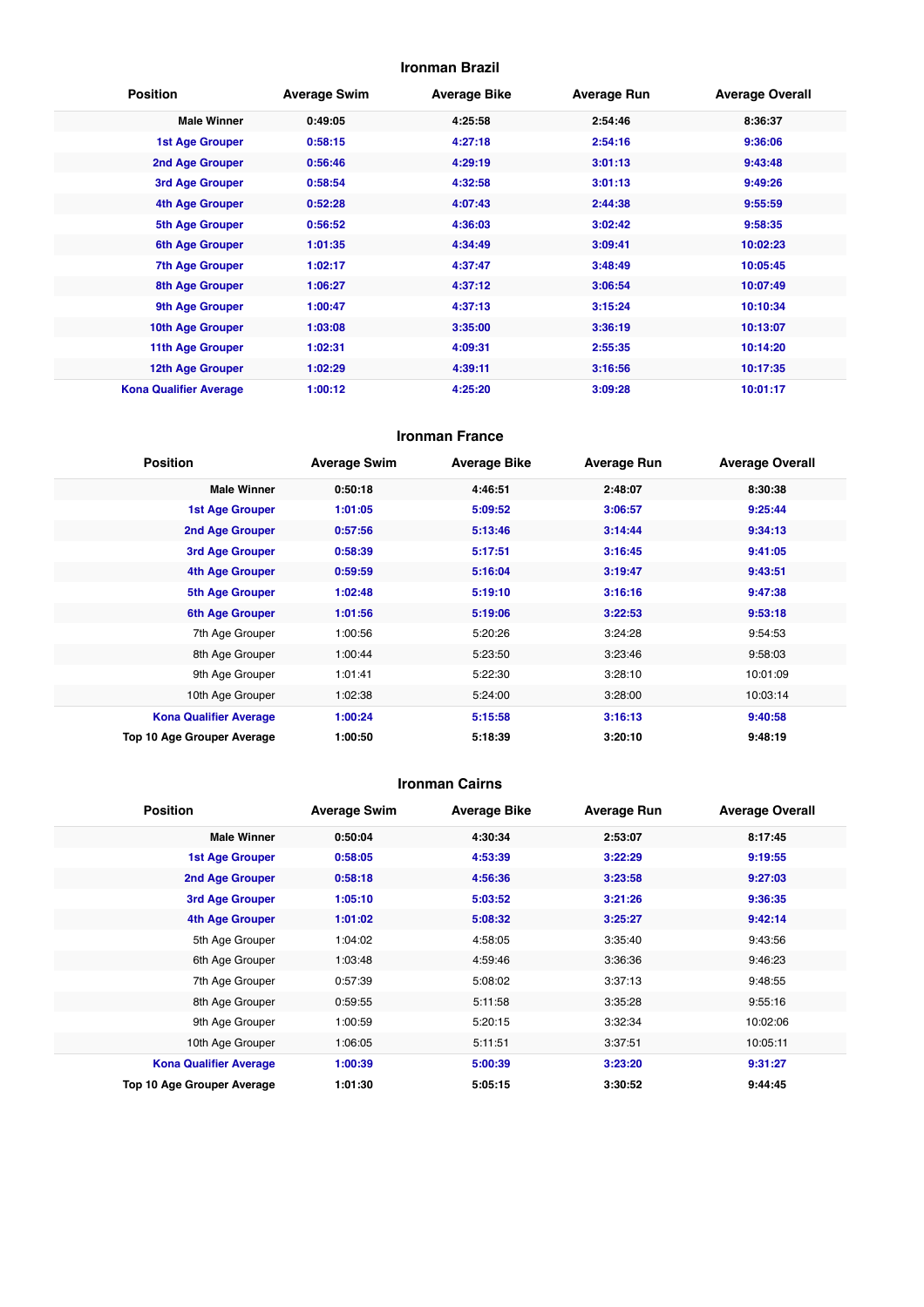### Ironman Brazil

| Position | Average Swim | Average Bike | Average Run | Average Overall |
|---|---|---|---|---|
| Male Winner | 0:49:05 | 4:25:58 | 2:54:46 | 8:36:37 |
| 1st Age Grouper | 0:58:15 | 4:27:18 | 2:54:16 | 9:36:06 |
| 2nd Age Grouper | 0:56:46 | 4:29:19 | 3:01:13 | 9:43:48 |
| 3rd Age Grouper | 0:58:54 | 4:32:58 | 3:01:13 | 9:49:26 |
| 4th Age Grouper | 0:52:28 | 4:07:43 | 2:44:38 | 9:55:59 |
| 5th Age Grouper | 0:56:52 | 4:36:03 | 3:02:42 | 9:58:35 |
| 6th Age Grouper | 1:01:35 | 4:34:49 | 3:09:41 | 10:02:23 |
| 7th Age Grouper | 1:02:17 | 4:37:47 | 3:48:49 | 10:05:45 |
| 8th Age Grouper | 1:06:27 | 4:37:12 | 3:06:54 | 10:07:49 |
| 9th Age Grouper | 1:00:47 | 4:37:13 | 3:15:24 | 10:10:34 |
| 10th Age Grouper | 1:03:08 | 3:35:00 | 3:36:19 | 10:13:07 |
| 11th Age Grouper | 1:02:31 | 4:09:31 | 2:55:35 | 10:14:20 |
| 12th Age Grouper | 1:02:29 | 4:39:11 | 3:16:56 | 10:17:35 |
| Kona Qualifier Average | 1:00:12 | 4:25:20 | 3:09:28 | 10:01:17 |

### Ironman France

| Position | Average Swim | Average Bike | Average Run | Average Overall |
|---|---|---|---|---|
| Male Winner | 0:50:18 | 4:46:51 | 2:48:07 | 8:30:38 |
| 1st Age Grouper | 1:01:05 | 5:09:52 | 3:06:57 | 9:25:44 |
| 2nd Age Grouper | 0:57:56 | 5:13:46 | 3:14:44 | 9:34:13 |
| 3rd Age Grouper | 0:58:39 | 5:17:51 | 3:16:45 | 9:41:05 |
| 4th Age Grouper | 0:59:59 | 5:16:04 | 3:19:47 | 9:43:51 |
| 5th Age Grouper | 1:02:48 | 5:19:10 | 3:16:16 | 9:47:38 |
| 6th Age Grouper | 1:01:56 | 5:19:06 | 3:22:53 | 9:53:18 |
| 7th Age Grouper | 1:00:56 | 5:20:26 | 3:24:28 | 9:54:53 |
| 8th Age Grouper | 1:00:44 | 5:23:50 | 3:23:46 | 9:58:03 |
| 9th Age Grouper | 1:01:41 | 5:22:30 | 3:28:10 | 10:01:09 |
| 10th Age Grouper | 1:02:38 | 5:24:00 | 3:28:00 | 10:03:14 |
| Kona Qualifier Average | 1:00:24 | 5:15:58 | 3:16:13 | 9:40:58 |
| Top 10 Age Grouper Average | 1:00:50 | 5:18:39 | 3:20:10 | 9:48:19 |

### Ironman Cairns

| Position | Average Swim | Average Bike | Average Run | Average Overall |
|---|---|---|---|---|
| Male Winner | 0:50:04 | 4:30:34 | 2:53:07 | 8:17:45 |
| 1st Age Grouper | 0:58:05 | 4:53:39 | 3:22:29 | 9:19:55 |
| 2nd Age Grouper | 0:58:18 | 4:56:36 | 3:23:58 | 9:27:03 |
| 3rd Age Grouper | 1:05:10 | 5:03:52 | 3:21:26 | 9:36:35 |
| 4th Age Grouper | 1:01:02 | 5:08:32 | 3:25:27 | 9:42:14 |
| 5th Age Grouper | 1:04:02 | 4:58:05 | 3:35:40 | 9:43:56 |
| 6th Age Grouper | 1:03:48 | 4:59:46 | 3:36:36 | 9:46:23 |
| 7th Age Grouper | 0:57:39 | 5:08:02 | 3:37:13 | 9:48:55 |
| 8th Age Grouper | 0:59:55 | 5:11:58 | 3:35:28 | 9:55:16 |
| 9th Age Grouper | 1:00:59 | 5:20:15 | 3:32:34 | 10:02:06 |
| 10th Age Grouper | 1:06:05 | 5:11:51 | 3:37:51 | 10:05:11 |
| Kona Qualifier Average | 1:00:39 | 5:00:39 | 3:23:20 | 9:31:27 |
| Top 10 Age Grouper Average | 1:01:30 | 5:05:15 | 3:30:52 | 9:44:45 |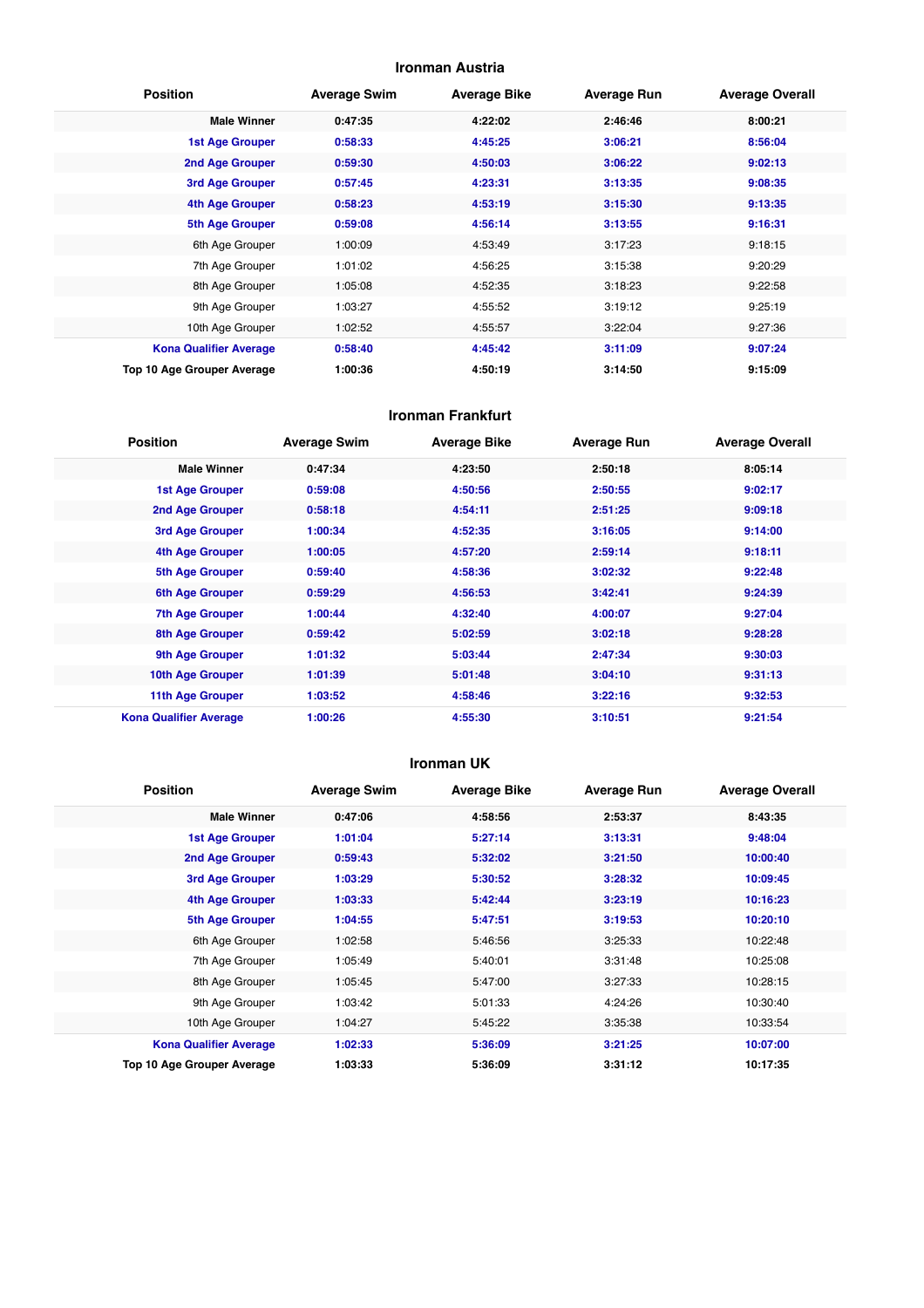## Ironman Austria

| Position | Average Swim | Average Bike | Average Run | Average Overall |
|---|---|---|---|---|
| **Male Winner** | **0:47:35** | **4:22:02** | **2:46:46** | **8:00:21** |
| **1st Age Grouper** | **0:58:33** | **4:45:25** | **3:06:21** | **8:56:04** |
| **2nd Age Grouper** | **0:59:30** | **4:50:03** | **3:06:22** | **9:02:13** |
| **3rd Age Grouper** | **0:57:45** | **4:23:31** | **3:13:35** | **9:08:35** |
| **4th Age Grouper** | **0:58:23** | **4:53:19** | **3:15:30** | **9:13:35** |
| **5th Age Grouper** | **0:59:08** | **4:56:14** | **3:13:55** | **9:16:31** |
| 6th Age Grouper | 1:00:09 | 4:53:49 | 3:17:23 | 9:18:15 |
| 7th Age Grouper | 1:01:02 | 4:56:25 | 3:15:38 | 9:20:29 |
| 8th Age Grouper | 1:05:08 | 4:52:35 | 3:18:23 | 9:22:58 |
| 9th Age Grouper | 1:03:27 | 4:55:52 | 3:19:12 | 9:25:19 |
| 10th Age Grouper | 1:02:52 | 4:55:57 | 3:22:04 | 9:27:36 |
| **Kona Qualifier Average** | **0:58:40** | **4:45:42** | **3:11:09** | **9:07:24** |
| **Top 10 Age Grouper Average** | **1:00:36** | **4:50:19** | **3:14:50** | **9:15:09** |

## Ironman Frankfurt

| Position | Average Swim | Average Bike | Average Run | Average Overall |
|---|---|---|---|---|
| **Male Winner** | **0:47:34** | **4:23:50** | **2:50:18** | **8:05:14** |
| **1st Age Grouper** | **0:59:08** | **4:50:56** | **2:50:55** | **9:02:17** |
| **2nd Age Grouper** | **0:58:18** | **4:54:11** | **2:51:25** | **9:09:18** |
| **3rd Age Grouper** | **1:00:34** | **4:52:35** | **3:16:05** | **9:14:00** |
| **4th Age Grouper** | **1:00:05** | **4:57:20** | **2:59:14** | **9:18:11** |
| **5th Age Grouper** | **0:59:40** | **4:58:36** | **3:02:32** | **9:22:48** |
| **6th Age Grouper** | **0:59:29** | **4:56:53** | **3:42:41** | **9:24:39** |
| **7th Age Grouper** | **1:00:44** | **4:32:40** | **4:00:07** | **9:27:04** |
| **8th Age Grouper** | **0:59:42** | **5:02:59** | **3:02:18** | **9:28:28** |
| **9th Age Grouper** | **1:01:32** | **5:03:44** | **2:47:34** | **9:30:03** |
| **10th Age Grouper** | **1:01:39** | **5:01:48** | **3:04:10** | **9:31:13** |
| **11th Age Grouper** | **1:03:52** | **4:58:46** | **3:22:16** | **9:32:53** |
| **Kona Qualifier Average** | **1:00:26** | **4:55:30** | **3:10:51** | **9:21:54** |

## Ironman UK

| Position | Average Swim | Average Bike | Average Run | Average Overall |
|---|---|---|---|---|
| **Male Winner** | **0:47:06** | **4:58:56** | **2:53:37** | **8:43:35** |
| **1st Age Grouper** | **1:01:04** | **5:27:14** | **3:13:31** | **9:48:04** |
| **2nd Age Grouper** | **0:59:43** | **5:32:02** | **3:21:50** | **10:00:40** |
| **3rd Age Grouper** | **1:03:29** | **5:30:52** | **3:28:32** | **10:09:45** |
| **4th Age Grouper** | **1:03:33** | **5:42:44** | **3:23:19** | **10:16:23** |
| **5th Age Grouper** | **1:04:55** | **5:47:51** | **3:19:53** | **10:20:10** |
| 6th Age Grouper | 1:02:58 | 5:46:56 | 3:25:33 | 10:22:48 |
| 7th Age Grouper | 1:05:49 | 5:40:01 | 3:31:48 | 10:25:08 |
| 8th Age Grouper | 1:05:45 | 5:47:00 | 3:27:33 | 10:28:15 |
| 9th Age Grouper | 1:03:42 | 5:01:33 | 4:24:26 | 10:30:40 |
| 10th Age Grouper | 1:04:27 | 5:45:22 | 3:35:38 | 10:33:54 |
| **Kona Qualifier Average** | **1:02:33** | **5:36:09** | **3:21:25** | **10:07:00** |
| **Top 10 Age Grouper Average** | **1:03:33** | **5:36:09** | **3:31:12** | **10:17:35** |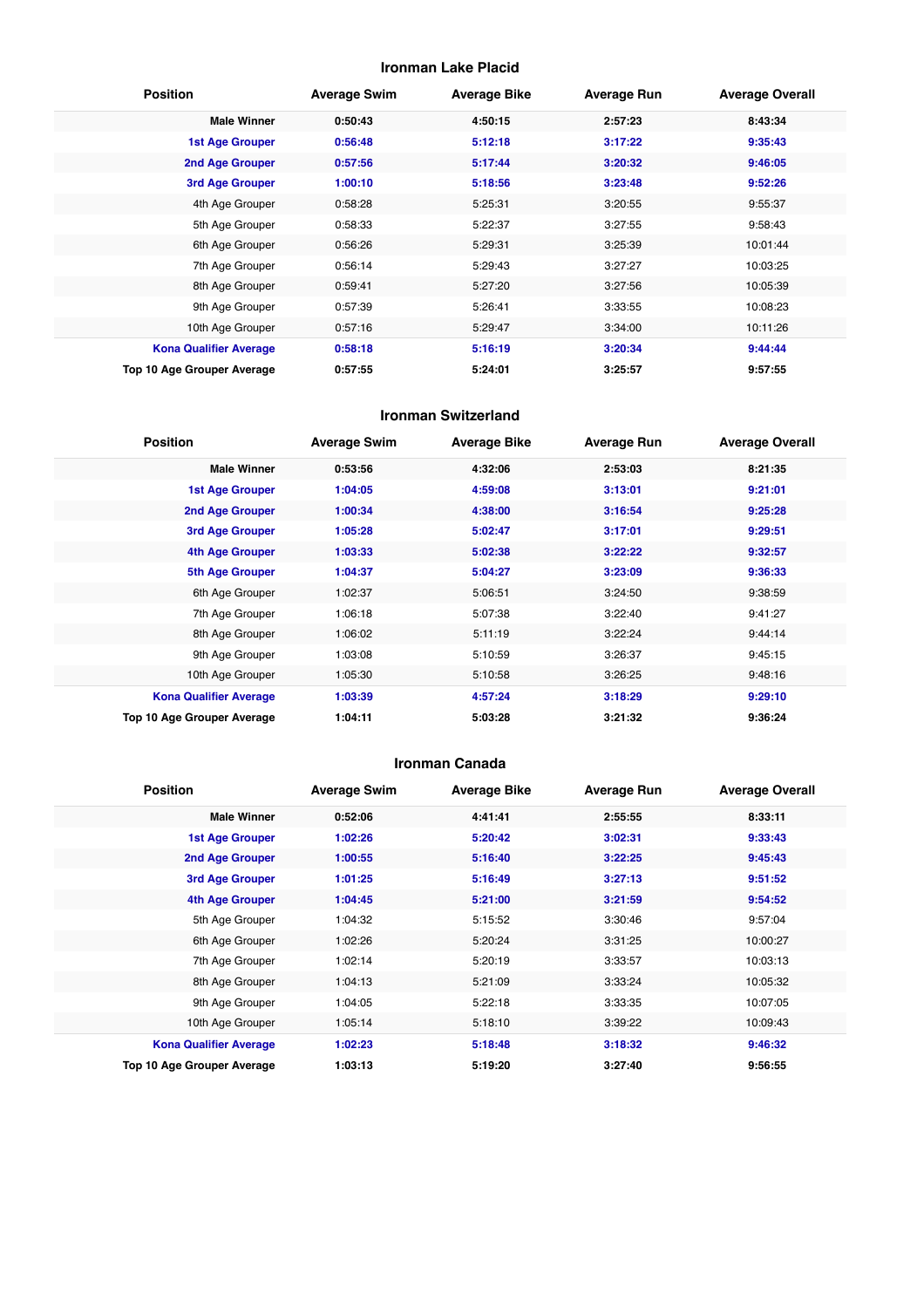## Ironman Lake Placid

| Position | Average Swim | Average Bike | Average Run | Average Overall |
|---|---|---|---|---|
| **Male Winner** | **0:50:43** | **4:50:15** | **2:57:23** | **8:43:34** |
| **1st Age Grouper** | **0:56:48** | **5:12:18** | **3:17:22** | **9:35:43** |
| **2nd Age Grouper** | **0:57:56** | **5:17:44** | **3:20:32** | **9:46:05** |
| **3rd Age Grouper** | **1:00:10** | **5:18:56** | **3:23:48** | **9:52:26** |
| 4th Age Grouper | 0:58:28 | 5:25:31 | 3:20:55 | 9:55:37 |
| 5th Age Grouper | 0:58:33 | 5:22:37 | 3:27:55 | 9:58:43 |
| 6th Age Grouper | 0:56:26 | 5:29:31 | 3:25:39 | 10:01:44 |
| 7th Age Grouper | 0:56:14 | 5:29:43 | 3:27:27 | 10:03:25 |
| 8th Age Grouper | 0:59:41 | 5:27:20 | 3:27:56 | 10:05:39 |
| 9th Age Grouper | 0:57:39 | 5:26:41 | 3:33:55 | 10:08:23 |
| 10th Age Grouper | 0:57:16 | 5:29:47 | 3:34:00 | 10:11:26 |
| **Kona Qualifier Average** | **0:58:18** | **5:16:19** | **3:20:34** | **9:44:44** |
| **Top 10 Age Grouper Average** | **0:57:55** | **5:24:01** | **3:25:57** | **9:57:55** |

## Ironman Switzerland

| Position | Average Swim | Average Bike | Average Run | Average Overall |
|---|---|---|---|---|
| **Male Winner** | **0:53:56** | **4:32:06** | **2:53:03** | **8:21:35** |
| **1st Age Grouper** | **1:04:05** | **4:59:08** | **3:13:01** | **9:21:01** |
| **2nd Age Grouper** | **1:00:34** | **4:38:00** | **3:16:54** | **9:25:28** |
| **3rd Age Grouper** | **1:05:28** | **5:02:47** | **3:17:01** | **9:29:51** |
| **4th Age Grouper** | **1:03:33** | **5:02:38** | **3:22:22** | **9:32:57** |
| **5th Age Grouper** | **1:04:37** | **5:04:27** | **3:23:09** | **9:36:33** |
| 6th Age Grouper | 1:02:37 | 5:06:51 | 3:24:50 | 9:38:59 |
| 7th Age Grouper | 1:06:18 | 5:07:38 | 3:22:40 | 9:41:27 |
| 8th Age Grouper | 1:06:02 | 5:11:19 | 3:22:24 | 9:44:14 |
| 9th Age Grouper | 1:03:08 | 5:10:59 | 3:26:37 | 9:45:15 |
| 10th Age Grouper | 1:05:30 | 5:10:58 | 3:26:25 | 9:48:16 |
| **Kona Qualifier Average** | **1:03:39** | **4:57:24** | **3:18:29** | **9:29:10** |
| **Top 10 Age Grouper Average** | **1:04:11** | **5:03:28** | **3:21:32** | **9:36:24** |

## Ironman Canada

| Position | Average Swim | Average Bike | Average Run | Average Overall |
|---|---|---|---|---|
| **Male Winner** | **0:52:06** | **4:41:41** | **2:55:55** | **8:33:11** |
| **1st Age Grouper** | **1:02:26** | **5:20:42** | **3:02:31** | **9:33:43** |
| **2nd Age Grouper** | **1:00:55** | **5:16:40** | **3:22:25** | **9:45:43** |
| **3rd Age Grouper** | **1:01:25** | **5:16:49** | **3:27:13** | **9:51:52** |
| **4th Age Grouper** | **1:04:45** | **5:21:00** | **3:21:59** | **9:54:52** |
| 5th Age Grouper | 1:04:32 | 5:15:52 | 3:30:46 | 9:57:04 |
| 6th Age Grouper | 1:02:26 | 5:20:24 | 3:31:25 | 10:00:27 |
| 7th Age Grouper | 1:02:14 | 5:20:19 | 3:33:57 | 10:03:13 |
| 8th Age Grouper | 1:04:13 | 5:21:09 | 3:33:24 | 10:05:32 |
| 9th Age Grouper | 1:04:05 | 5:22:18 | 3:33:35 | 10:07:05 |
| 10th Age Grouper | 1:05:14 | 5:18:10 | 3:39:22 | 10:09:43 |
| **Kona Qualifier Average** | **1:02:23** | **5:18:48** | **3:18:32** | **9:46:32** |
| **Top 10 Age Grouper Average** | **1:03:13** | **5:19:20** | **3:27:40** | **9:56:55** |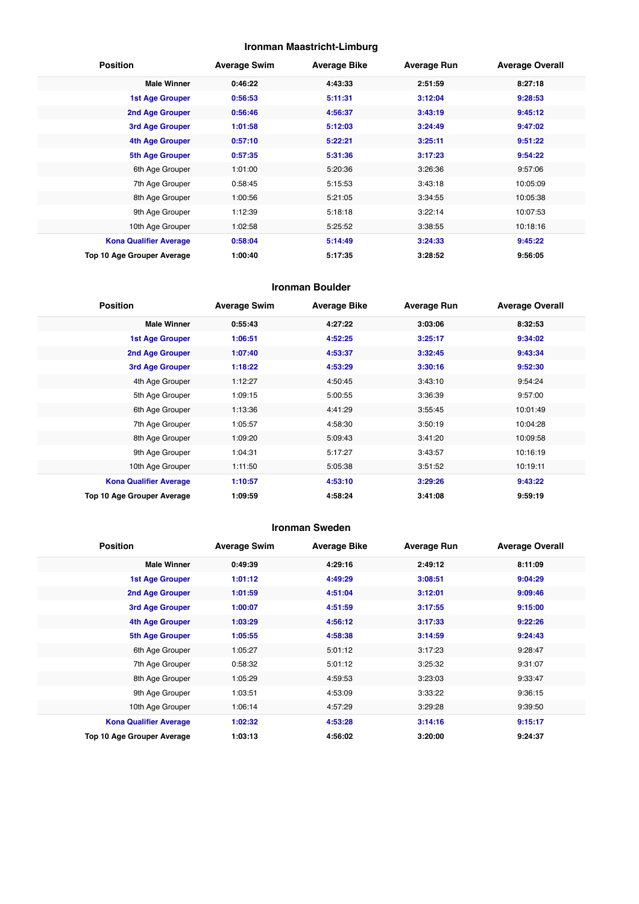## Ironman Maastricht-Limburg

| Position | Average Swim | Average Bike | Average Run | Average Overall |
|---|---|---|---|---|
| **Male Winner** | **0:46:22** | **4:43:33** | **2:51:59** | **8:27:18** |
| **1st Age Grouper** | **0:56:53** | **5:11:31** | **3:12:04** | **9:28:53** |
| **2nd Age Grouper** | **0:56:46** | **4:56:37** | **3:43:19** | **9:45:12** |
| **3rd Age Grouper** | **1:01:58** | **5:12:03** | **3:24:49** | **9:47:02** |
| **4th Age Grouper** | **0:57:10** | **5:22:21** | **3:25:11** | **9:51:22** |
| **5th Age Grouper** | **0:57:35** | **5:31:36** | **3:17:23** | **9:54:22** |
| 6th Age Grouper | 1:01:00 | 5:20:36 | 3:26:36 | 9:57:06 |
| 7th Age Grouper | 0:58:45 | 5:15:53 | 3:43:18 | 10:05:09 |
| 8th Age Grouper | 1:00:56 | 5:21:05 | 3:34:55 | 10:05:38 |
| 9th Age Grouper | 1:12:39 | 5:18:18 | 3:22:14 | 10:07:53 |
| 10th Age Grouper | 1:02:58 | 5:25:52 | 3:38:55 | 10:18:16 |
| **Kona Qualifier Average** | **0:58:04** | **5:14:49** | **3:24:33** | **9:45:22** |
| **Top 10 Age Grouper Average** | **1:00:40** | **5:17:35** | **3:28:52** | **9:56:05** |

## Ironman Boulder

| Position | Average Swim | Average Bike | Average Run | Average Overall |
|---|---|---|---|---|
| **Male Winner** | **0:55:43** | **4:27:22** | **3:03:06** | **8:32:53** |
| **1st Age Grouper** | **1:06:51** | **4:52:25** | **3:25:17** | **9:34:02** |
| **2nd Age Grouper** | **1:07:40** | **4:53:37** | **3:32:45** | **9:43:34** |
| **3rd Age Grouper** | **1:18:22** | **4:53:29** | **3:30:16** | **9:52:30** |
| 4th Age Grouper | 1:12:27 | 4:50:45 | 3:43:10 | 9:54:24 |
| 5th Age Grouper | 1:09:15 | 5:00:55 | 3:36:39 | 9:57:00 |
| 6th Age Grouper | 1:13:36 | 4:41:29 | 3:55:45 | 10:01:49 |
| 7th Age Grouper | 1:05:57 | 4:58:30 | 3:50:19 | 10:04:28 |
| 8th Age Grouper | 1:09:20 | 5:09:43 | 3:41:20 | 10:09:58 |
| 9th Age Grouper | 1:04:31 | 5:17:27 | 3:43:57 | 10:16:19 |
| 10th Age Grouper | 1:11:50 | 5:05:38 | 3:51:52 | 10:19:11 |
| **Kona Qualifier Average** | **1:10:57** | **4:53:10** | **3:29:26** | **9:43:22** |
| **Top 10 Age Grouper Average** | **1:09:59** | **4:58:24** | **3:41:08** | **9:59:19** |

## Ironman Sweden

| Position | Average Swim | Average Bike | Average Run | Average Overall |
|---|---|---|---|---|
| **Male Winner** | **0:49:39** | **4:29:16** | **2:49:12** | **8:11:09** |
| **1st Age Grouper** | **1:01:12** | **4:49:29** | **3:08:51** | **9:04:29** |
| **2nd Age Grouper** | **1:01:59** | **4:51:04** | **3:12:01** | **9:09:46** |
| **3rd Age Grouper** | **1:00:07** | **4:51:59** | **3:17:55** | **9:15:00** |
| **4th Age Grouper** | **1:03:29** | **4:56:12** | **3:17:33** | **9:22:26** |
| **5th Age Grouper** | **1:05:55** | **4:58:38** | **3:14:59** | **9:24:43** |
| 6th Age Grouper | 1:05:27 | 5:01:12 | 3:17:23 | 9:28:47 |
| 7th Age Grouper | 0:58:32 | 5:01:12 | 3:25:32 | 9:31:07 |
| 8th Age Grouper | 1:05:29 | 4:59:53 | 3:23:03 | 9:33:47 |
| 9th Age Grouper | 1:03:51 | 4:53:09 | 3:33:22 | 9:36:15 |
| 10th Age Grouper | 1:06:14 | 4:57:29 | 3:29:28 | 9:39:50 |
| **Kona Qualifier Average** | **1:02:32** | **4:53:28** | **3:14:16** | **9:15:17** |
| **Top 10 Age Grouper Average** | **1:03:13** | **4:56:02** | **3:20:00** | **9:24:37** |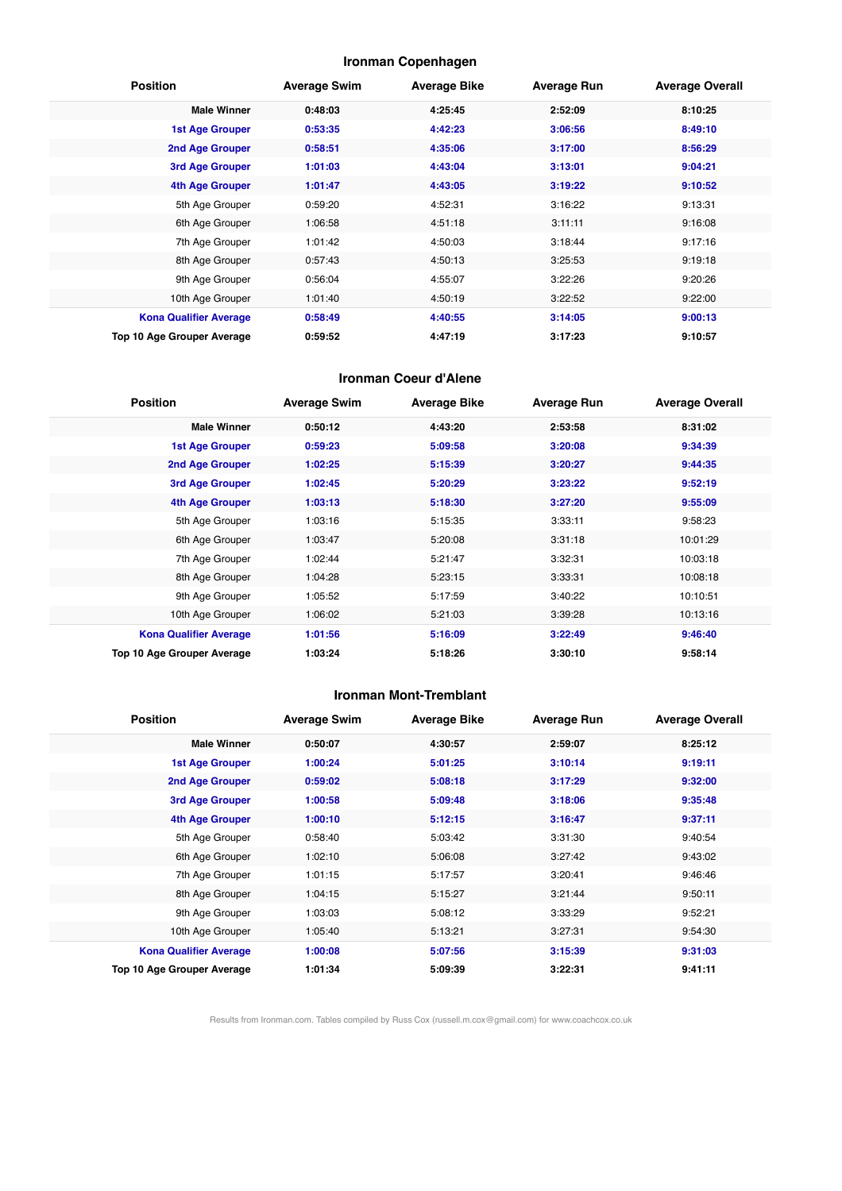## Ironman Copenhagen

| Position | Average Swim | Average Bike | Average Run | Average Overall |
|---|---|---|---|---|
| **Male Winner** | **0:48:03** | **4:25:45** | **2:52:09** | **8:10:25** |
| **1st Age Grouper** | **0:53:35** | **4:42:23** | **3:06:56** | **8:49:10** |
| **2nd Age Grouper** | **0:58:51** | **4:35:06** | **3:17:00** | **8:56:29** |
| **3rd Age Grouper** | **1:01:03** | **4:43:04** | **3:13:01** | **9:04:21** |
| **4th Age Grouper** | **1:01:47** | **4:43:05** | **3:19:22** | **9:10:52** |
| 5th Age Grouper | 0:59:20 | 4:52:31 | 3:16:22 | 9:13:31 |
| 6th Age Grouper | 1:06:58 | 4:51:18 | 3:11:11 | 9:16:08 |
| 7th Age Grouper | 1:01:42 | 4:50:03 | 3:18:44 | 9:17:16 |
| 8th Age Grouper | 0:57:43 | 4:50:13 | 3:25:53 | 9:19:18 |
| 9th Age Grouper | 0:56:04 | 4:55:07 | 3:22:26 | 9:20:26 |
| 10th Age Grouper | 1:01:40 | 4:50:19 | 3:22:52 | 9:22:00 |
| **Kona Qualifier Average** | **0:58:49** | **4:40:55** | **3:14:05** | **9:00:13** |
| **Top 10 Age Grouper Average** | **0:59:52** | **4:47:19** | **3:17:23** | **9:10:57** |

## Ironman Coeur d'Alene

| Position | Average Swim | Average Bike | Average Run | Average Overall |
|---|---|---|---|---|
| **Male Winner** | **0:50:12** | **4:43:20** | **2:53:58** | **8:31:02** |
| **1st Age Grouper** | **0:59:23** | **5:09:58** | **3:20:08** | **9:34:39** |
| **2nd Age Grouper** | **1:02:25** | **5:15:39** | **3:20:27** | **9:44:35** |
| **3rd Age Grouper** | **1:02:45** | **5:20:29** | **3:23:22** | **9:52:19** |
| **4th Age Grouper** | **1:03:13** | **5:18:30** | **3:27:20** | **9:55:09** |
| 5th Age Grouper | 1:03:16 | 5:15:35 | 3:33:11 | 9:58:23 |
| 6th Age Grouper | 1:03:47 | 5:20:08 | 3:31:18 | 10:01:29 |
| 7th Age Grouper | 1:02:44 | 5:21:47 | 3:32:31 | 10:03:18 |
| 8th Age Grouper | 1:04:28 | 5:23:15 | 3:33:31 | 10:08:18 |
| 9th Age Grouper | 1:05:52 | 5:17:59 | 3:40:22 | 10:10:51 |
| 10th Age Grouper | 1:06:02 | 5:21:03 | 3:39:28 | 10:13:16 |
| **Kona Qualifier Average** | **1:01:56** | **5:16:09** | **3:22:49** | **9:46:40** |
| **Top 10 Age Grouper Average** | **1:03:24** | **5:18:26** | **3:30:10** | **9:58:14** |

## Ironman Mont-Tremblant

| Position | Average Swim | Average Bike | Average Run | Average Overall |
|---|---|---|---|---|
| **Male Winner** | **0:50:07** | **4:30:57** | **2:59:07** | **8:25:12** |
| **1st Age Grouper** | **1:00:24** | **5:01:25** | **3:10:14** | **9:19:11** |
| **2nd Age Grouper** | **0:59:02** | **5:08:18** | **3:17:29** | **9:32:00** |
| **3rd Age Grouper** | **1:00:58** | **5:09:48** | **3:18:06** | **9:35:48** |
| **4th Age Grouper** | **1:00:10** | **5:12:15** | **3:16:47** | **9:37:11** |
| 5th Age Grouper | 0:58:40 | 5:03:42 | 3:31:30 | 9:40:54 |
| 6th Age Grouper | 1:02:10 | 5:06:08 | 3:27:42 | 9:43:02 |
| 7th Age Grouper | 1:01:15 | 5:17:57 | 3:20:41 | 9:46:46 |
| 8th Age Grouper | 1:04:15 | 5:15:27 | 3:21:44 | 9:50:11 |
| 9th Age Grouper | 1:03:03 | 5:08:12 | 3:33:29 | 9:52:21 |
| 10th Age Grouper | 1:05:40 | 5:13:21 | 3:27:31 | 9:54:30 |
| **Kona Qualifier Average** | **1:00:08** | **5:07:56** | **3:15:39** | **9:31:03** |
| **Top 10 Age Grouper Average** | **1:01:34** | **5:09:39** | **3:22:31** | **9:41:11** |

Results from Ironman.com. Tables compiled by Russ Cox (russell.m.cox@gmail.com) for www.coachcox.co.uk